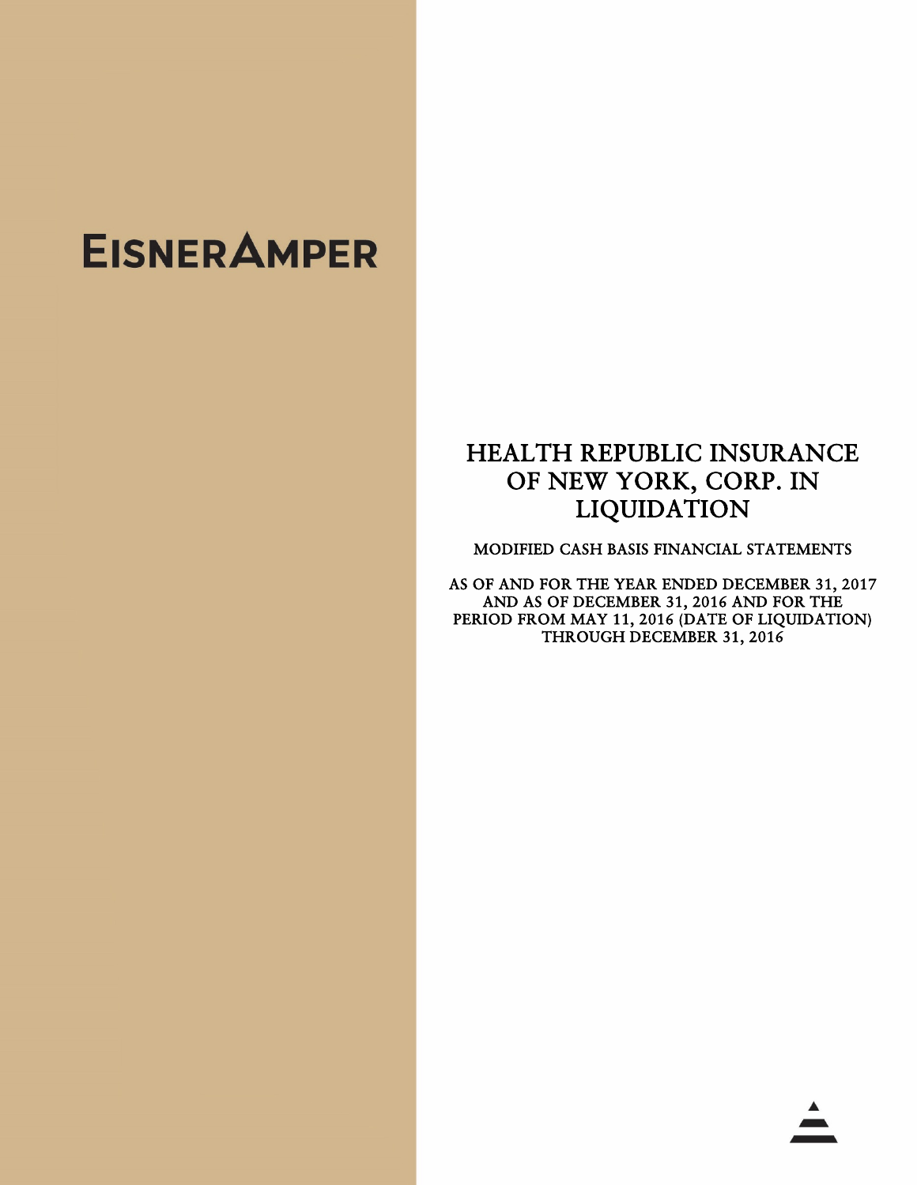EISNERAMPER

# HEALTH REPUBLIC INSURANCE OF NEW YORK, CORP. IN LIQUIDATION

MODIFIED CASH BASIS FINANCIAL STATEMENTS

AS OF AND FOR THE YEAR ENDED DECEMBER 31, 2017 AND AS OF DECEMBER 31, 2016 AND FOR THE PERIOD FROM MAY 11, 2016 (DATE OF LIQUIDATION) THROUGH DECEMBER 31, 2016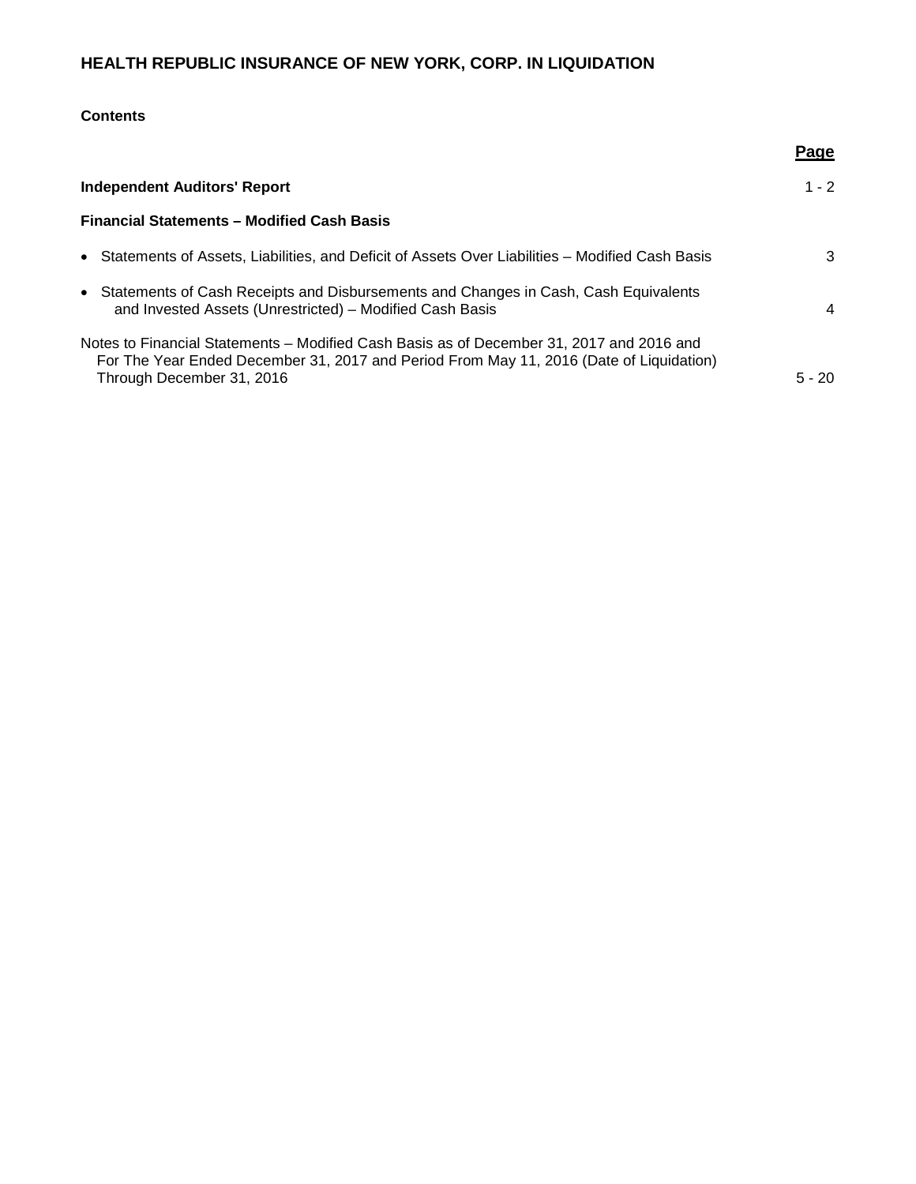# HEALTH REPUBLIC INSURANCE OF NEW YORK, CORP. IN LIQUIDATION

**Contents**

| | Page |
|---|---|
| **Independent Auditors' Report** | 1 - 2 |
| **Financial Statements – Modified Cash Basis** | |
| • Statements of Assets, Liabilities, and Deficit of Assets Over Liabilities – Modified Cash Basis | 3 |
| • Statements of Cash Receipts and Disbursements and Changes in Cash, Cash Equivalents and Invested Assets (Unrestricted) – Modified Cash Basis | 4 |
| Notes to Financial Statements – Modified Cash Basis as of December 31, 2017 and 2016 and For The Year Ended December 31, 2017 and Period From May 11, 2016 (Date of Liquidation) Through December 31, 2016 | 5 - 20 |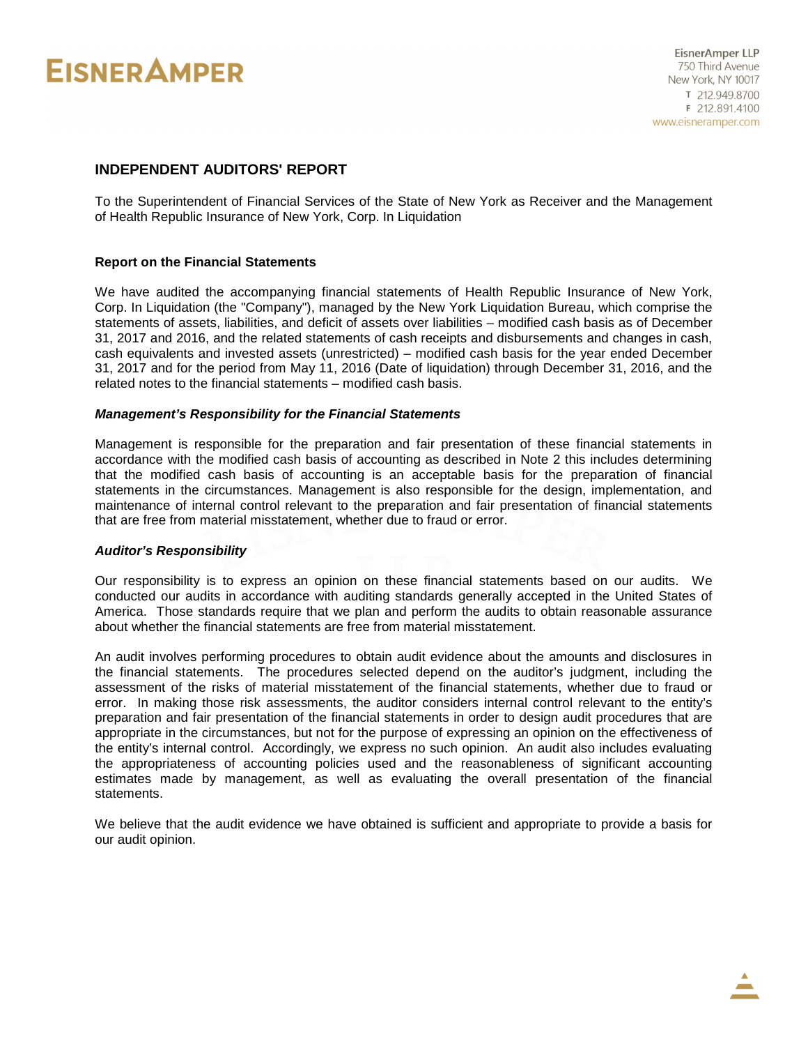**EISNERAMPER**

EisnerAmper LLP
750 Third Avenue
New York, NY 10017
T 212.949.8700
F 212.891.4100
www.eisneramper.com

## INDEPENDENT AUDITORS' REPORT

To the Superintendent of Financial Services of the State of New York as Receiver and the Management of Health Republic Insurance of New York, Corp. In Liquidation

### Report on the Financial Statements

We have audited the accompanying financial statements of Health Republic Insurance of New York, Corp. In Liquidation (the "Company"), managed by the New York Liquidation Bureau, which comprise the statements of assets, liabilities, and deficit of assets over liabilities – modified cash basis as of December 31, 2017 and 2016, and the related statements of cash receipts and disbursements and changes in cash, cash equivalents and invested assets (unrestricted) – modified cash basis for the year ended December 31, 2017 and for the period from May 11, 2016 (Date of liquidation) through December 31, 2016, and the related notes to the financial statements – modified cash basis.

#### *Management's Responsibility for the Financial Statements*

Management is responsible for the preparation and fair presentation of these financial statements in accordance with the modified cash basis of accounting as described in Note 2 this includes determining that the modified cash basis of accounting is an acceptable basis for the preparation of financial statements in the circumstances. Management is also responsible for the design, implementation, and maintenance of internal control relevant to the preparation and fair presentation of financial statements that are free from material misstatement, whether due to fraud or error.

#### *Auditor's Responsibility*

Our responsibility is to express an opinion on these financial statements based on our audits. We conducted our audits in accordance with auditing standards generally accepted in the United States of America. Those standards require that we plan and perform the audits to obtain reasonable assurance about whether the financial statements are free from material misstatement.

An audit involves performing procedures to obtain audit evidence about the amounts and disclosures in the financial statements. The procedures selected depend on the auditor's judgment, including the assessment of the risks of material misstatement of the financial statements, whether due to fraud or error. In making those risk assessments, the auditor considers internal control relevant to the entity's preparation and fair presentation of the financial statements in order to design audit procedures that are appropriate in the circumstances, but not for the purpose of expressing an opinion on the effectiveness of the entity's internal control. Accordingly, we express no such opinion. An audit also includes evaluating the appropriateness of accounting policies used and the reasonableness of significant accounting estimates made by management, as well as evaluating the overall presentation of the financial statements.

We believe that the audit evidence we have obtained is sufficient and appropriate to provide a basis for our audit opinion.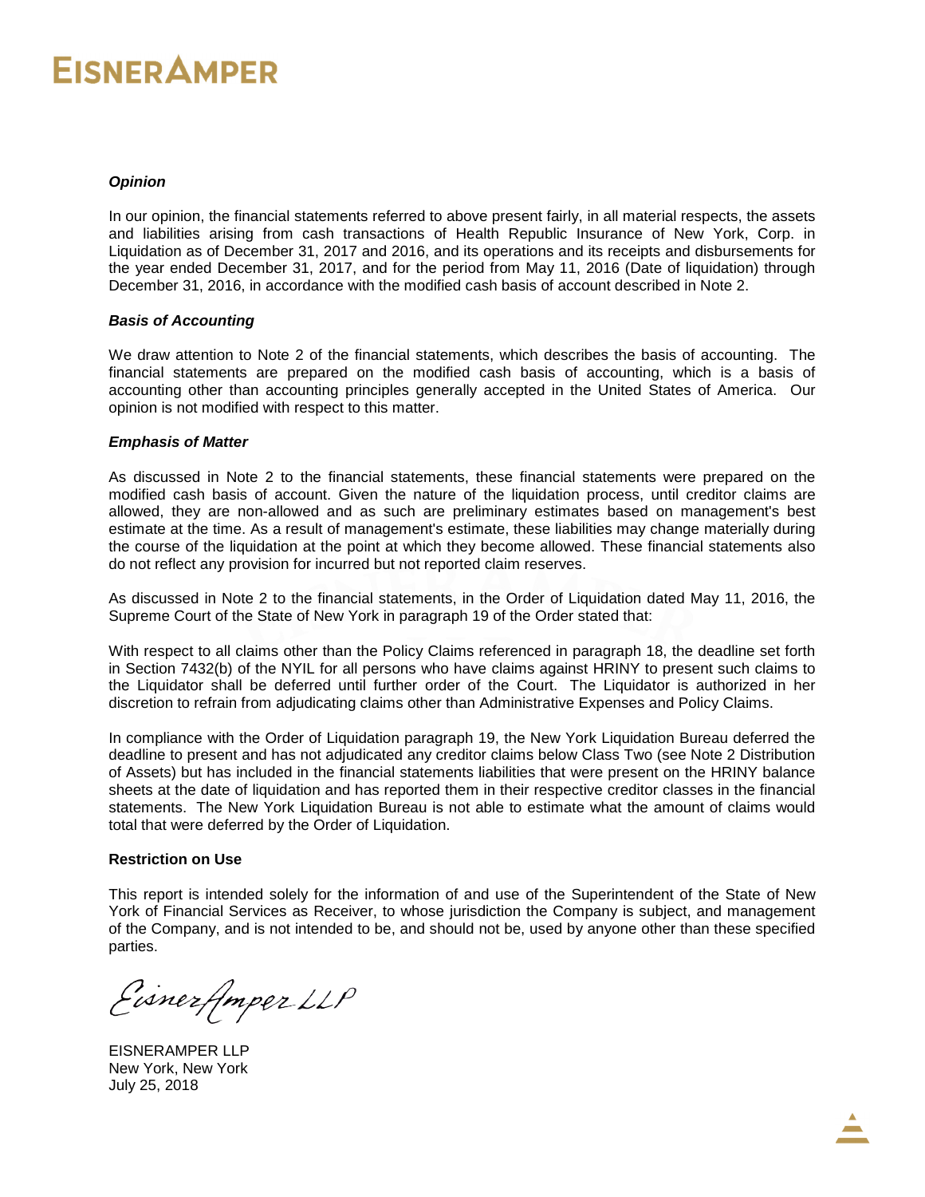***Opinion***

In our opinion, the financial statements referred to above present fairly, in all material respects, the assets and liabilities arising from cash transactions of Health Republic Insurance of New York, Corp. in Liquidation as of December 31, 2017 and 2016, and its operations and its receipts and disbursements for the year ended December 31, 2017, and for the period from May 11, 2016 (Date of liquidation) through December 31, 2016, in accordance with the modified cash basis of account described in Note 2.

***Basis of Accounting***

We draw attention to Note 2 of the financial statements, which describes the basis of accounting. The financial statements are prepared on the modified cash basis of accounting, which is a basis of accounting other than accounting principles generally accepted in the United States of America. Our opinion is not modified with respect to this matter.

***Emphasis of Matter***

As discussed in Note 2 to the financial statements, these financial statements were prepared on the modified cash basis of account. Given the nature of the liquidation process, until creditor claims are allowed, they are non-allowed and as such are preliminary estimates based on management's best estimate at the time. As a result of management's estimate, these liabilities may change materially during the course of the liquidation at the point at which they become allowed. These financial statements also do not reflect any provision for incurred but not reported claim reserves.

As discussed in Note 2 to the financial statements, in the Order of Liquidation dated May 11, 2016, the Supreme Court of the State of New York in paragraph 19 of the Order stated that:

With respect to all claims other than the Policy Claims referenced in paragraph 18, the deadline set forth in Section 7432(b) of the NYIL for all persons who have claims against HRINY to present such claims to the Liquidator shall be deferred until further order of the Court. The Liquidator is authorized in her discretion to refrain from adjudicating claims other than Administrative Expenses and Policy Claims.

In compliance with the Order of Liquidation paragraph 19, the New York Liquidation Bureau deferred the deadline to present and has not adjudicated any creditor claims below Class Two (see Note 2 Distribution of Assets) but has included in the financial statements liabilities that were present on the HRINY balance sheets at the date of liquidation and has reported them in their respective creditor classes in the financial statements. The New York Liquidation Bureau is not able to estimate what the amount of claims would total that were deferred by the Order of Liquidation.

**Restriction on Use**

This report is intended solely for the information of and use of the Superintendent of the State of New York of Financial Services as Receiver, to whose jurisdiction the Company is subject, and management of the Company, and is not intended to be, and should not be, used by anyone other than these specified parties.

*EisnerAmper LLP*

EISNERAMPER LLP
New York, New York
July 25, 2018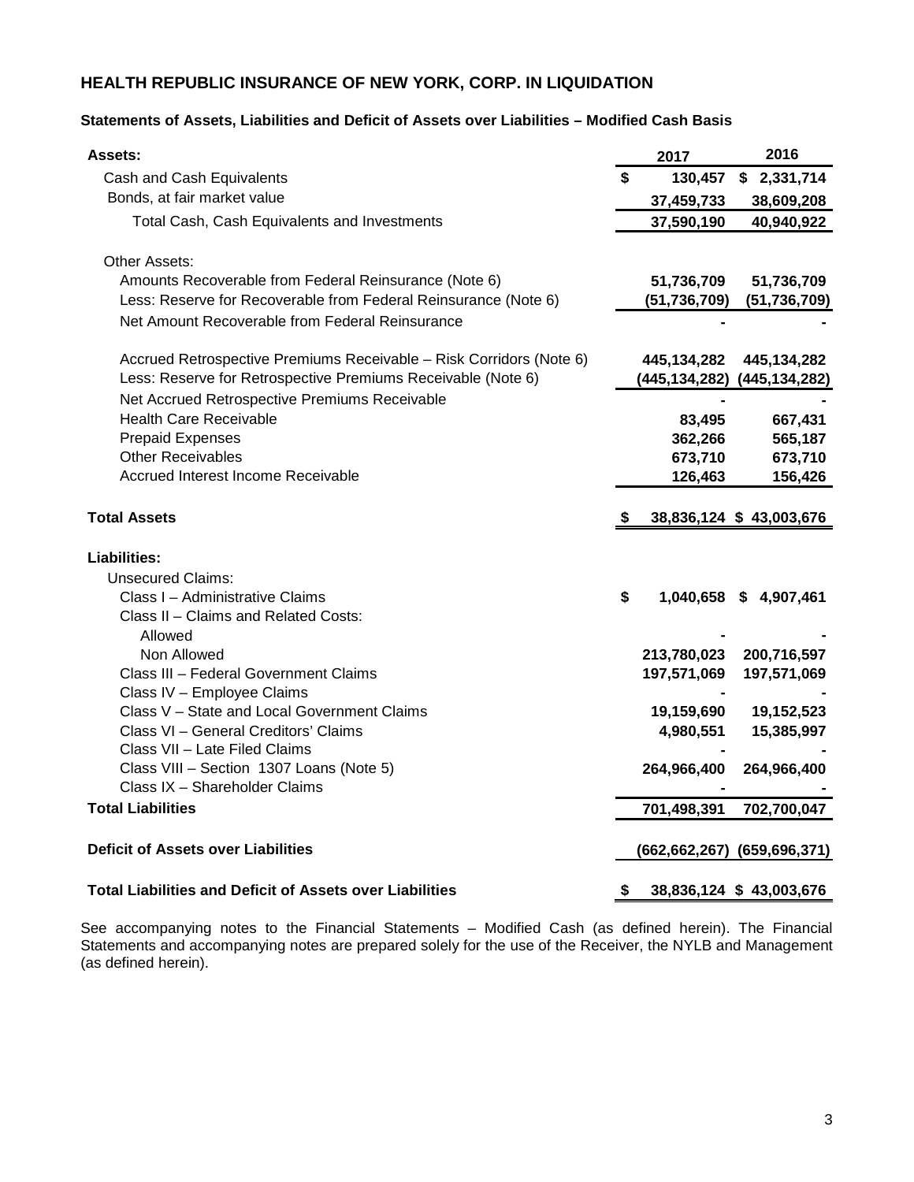# HEALTH REPUBLIC INSURANCE OF NEW YORK, CORP. IN LIQUIDATION

### Statements of Assets, Liabilities and Deficit of Assets over Liabilities – Modified Cash Basis

| **Assets:** | **2017** | **2016** |
|---|---|---|
| Cash and Cash Equivalents | **$ 130,457** | **$ 2,331,714** |
| Bonds, at fair market value | **37,459,733** | **38,609,208** |
| Total Cash, Cash Equivalents and Investments | **37,590,190** | **40,940,922** |
| | | |
| Other Assets: | | |
| Amounts Recoverable from Federal Reinsurance (Note 6) | **51,736,709** | **51,736,709** |
| Less: Reserve for Recoverable from Federal Reinsurance (Note 6) | **(51,736,709)** | **(51,736,709)** |
| Net Amount Recoverable from Federal Reinsurance | **-** | **-** |
| | | |
| Accrued Retrospective Premiums Receivable – Risk Corridors (Note 6) | **445,134,282** | **445,134,282** |
| Less: Reserve for Retrospective Premiums Receivable (Note 6) | **(445,134,282)** | **(445,134,282)** |
| Net Accrued Retrospective Premiums Receivable | **-** | **-** |
| Health Care Receivable | **83,495** | **667,431** |
| Prepaid Expenses | **362,266** | **565,187** |
| Other Receivables | **673,710** | **673,710** |
| Accrued Interest Income Receivable | **126,463** | **156,426** |
| | | |
| **Total Assets** | **$ 38,836,124** | **$ 43,003,676** |
| | | |
| **Liabilities:** | | |
| Unsecured Claims: | | |
| Class I – Administrative Claims | **$ 1,040,658** | **$ 4,907,461** |
| Class II – Claims and Related Costs: | | |
| Allowed | **-** | **-** |
| Non Allowed | **213,780,023** | **200,716,597** |
| Class III – Federal Government Claims | **197,571,069** | **197,571,069** |
| Class IV – Employee Claims | **-** | **-** |
| Class V – State and Local Government Claims | **19,159,690** | **19,152,523** |
| Class VI – General Creditors' Claims | **4,980,551** | **15,385,997** |
| Class VII – Late Filed Claims | **-** | **-** |
| Class VIII – Section 1307 Loans (Note 5) | **264,966,400** | **264,966,400** |
| Class IX – Shareholder Claims | **-** | **-** |
| **Total Liabilities** | **701,498,391** | **702,700,047** |
| | | |
| **Deficit of Assets over Liabilities** | **(662,662,267)** | **(659,696,371)** |
| | | |
| **Total Liabilities and Deficit of Assets over Liabilities** | **$ 38,836,124** | **$ 43,003,676** |

See accompanying notes to the Financial Statements – Modified Cash (as defined herein). The Financial Statements and accompanying notes are prepared solely for the use of the Receiver, the NYLB and Management (as defined herein).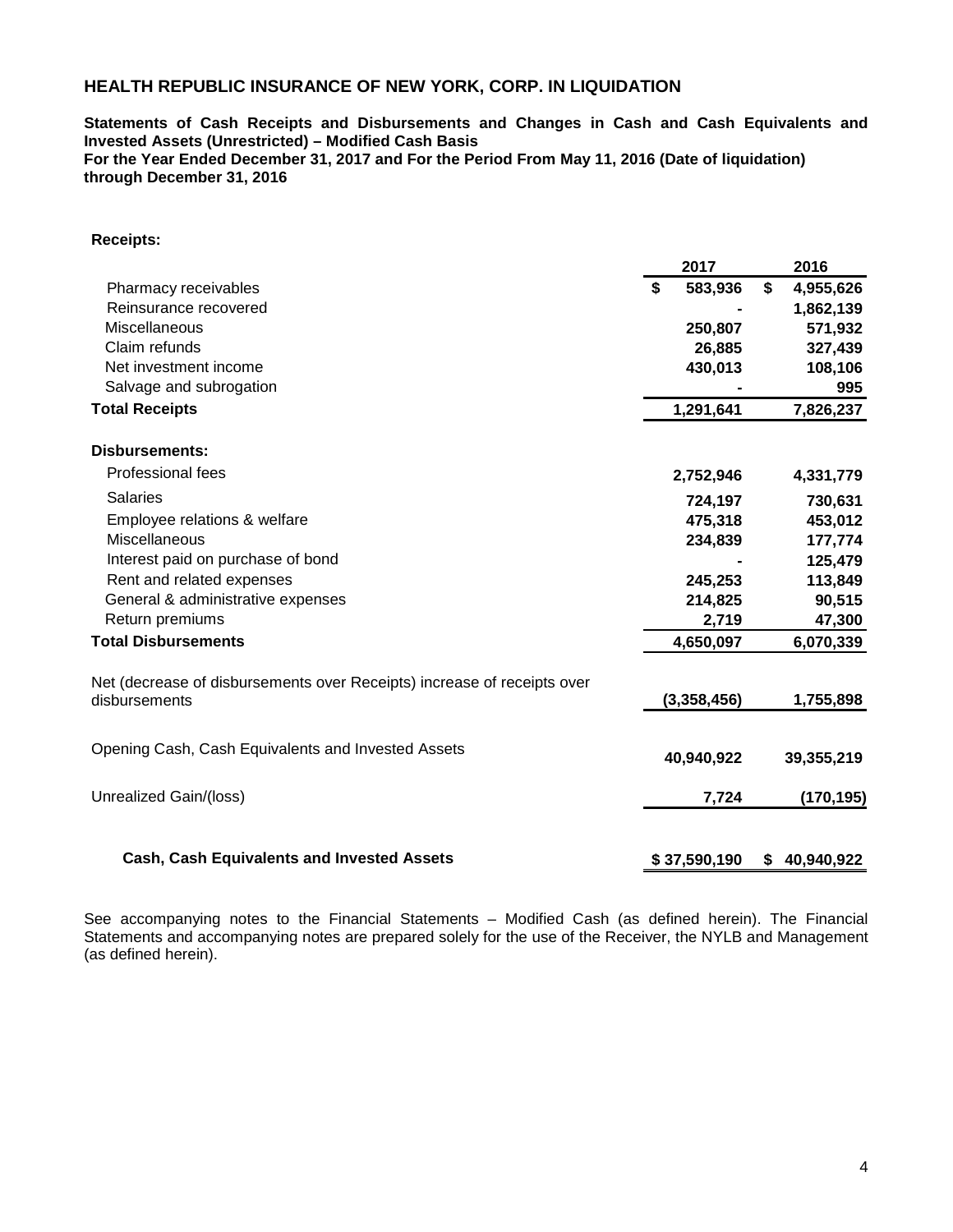## HEALTH REPUBLIC INSURANCE OF NEW YORK, CORP. IN LIQUIDATION

**Statements of Cash Receipts and Disbursements and Changes in Cash and Cash Equivalents and Invested Assets (Unrestricted) – Modified Cash Basis**
**For the Year Ended December 31, 2017 and For the Period From May 11, 2016 (Date of liquidation) through December 31, 2016**

| | 2017 | 2016 |
|---|---|---|
| **Receipts:** | | |
| Pharmacy receivables | $ 583,936 | $ 4,955,626 |
| Reinsurance recovered | - | 1,862,139 |
| Miscellaneous | 250,807 | 571,932 |
| Claim refunds | 26,885 | 327,439 |
| Net investment income | 430,013 | 108,106 |
| Salvage and subrogation | - | 995 |
| **Total Receipts** | **1,291,641** | **7,826,237** |
| **Disbursements:** | | |
| Professional fees | 2,752,946 | 4,331,779 |
| Salaries | 724,197 | 730,631 |
| Employee relations & welfare | 475,318 | 453,012 |
| Miscellaneous | 234,839 | 177,774 |
| Interest paid on purchase of bond | - | 125,479 |
| Rent and related expenses | 245,253 | 113,849 |
| General & administrative expenses | 214,825 | 90,515 |
| Return premiums | 2,719 | 47,300 |
| **Total Disbursements** | **4,650,097** | **6,070,339** |
| Net (decrease of disbursements over Receipts) increase of receipts over disbursements | (3,358,456) | 1,755,898 |
| Opening Cash, Cash Equivalents and Invested Assets | 40,940,922 | 39,355,219 |
| Unrealized Gain/(loss) | 7,724 | (170,195) |
| **Cash, Cash Equivalents and Invested Assets** | **$ 37,590,190** | **$ 40,940,922** |

See accompanying notes to the Financial Statements – Modified Cash (as defined herein). The Financial Statements and accompanying notes are prepared solely for the use of the Receiver, the NYLB and Management (as defined herein).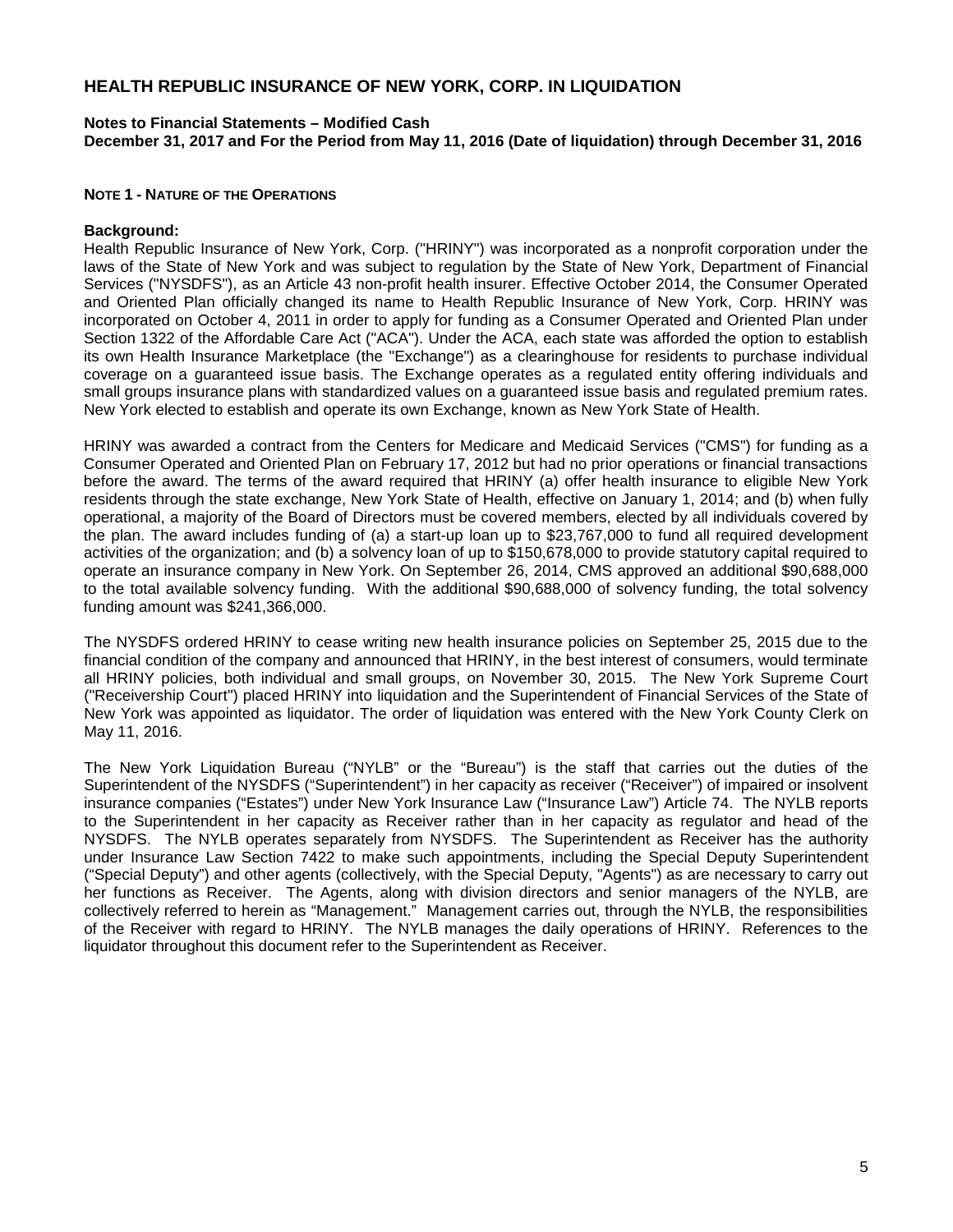# HEALTH REPUBLIC INSURANCE OF NEW YORK, CORP. IN LIQUIDATION

**Notes to Financial Statements – Modified Cash**
**December 31, 2017 and For the Period from May 11, 2016 (Date of liquidation) through December 31, 2016**

**NOTE 1 - NATURE OF THE OPERATIONS**

**Background:**
Health Republic Insurance of New York, Corp. ("HRINY") was incorporated as a nonprofit corporation under the laws of the State of New York and was subject to regulation by the State of New York, Department of Financial Services ("NYSDFS"), as an Article 43 non-profit health insurer. Effective October 2014, the Consumer Operated and Oriented Plan officially changed its name to Health Republic Insurance of New York, Corp. HRINY was incorporated on October 4, 2011 in order to apply for funding as a Consumer Operated and Oriented Plan under Section 1322 of the Affordable Care Act ("ACA"). Under the ACA, each state was afforded the option to establish its own Health Insurance Marketplace (the "Exchange") as a clearinghouse for residents to purchase individual coverage on a guaranteed issue basis. The Exchange operates as a regulated entity offering individuals and small groups insurance plans with standardized values on a guaranteed issue basis and regulated premium rates. New York elected to establish and operate its own Exchange, known as New York State of Health.

HRINY was awarded a contract from the Centers for Medicare and Medicaid Services ("CMS") for funding as a Consumer Operated and Oriented Plan on February 17, 2012 but had no prior operations or financial transactions before the award. The terms of the award required that HRINY (a) offer health insurance to eligible New York residents through the state exchange, New York State of Health, effective on January 1, 2014; and (b) when fully operational, a majority of the Board of Directors must be covered members, elected by all individuals covered by the plan. The award includes funding of (a) a start-up loan up to $23,767,000 to fund all required development activities of the organization; and (b) a solvency loan of up to $150,678,000 to provide statutory capital required to operate an insurance company in New York. On September 26, 2014, CMS approved an additional $90,688,000 to the total available solvency funding. With the additional $90,688,000 of solvency funding, the total solvency funding amount was $241,366,000.

The NYSDFS ordered HRINY to cease writing new health insurance policies on September 25, 2015 due to the financial condition of the company and announced that HRINY, in the best interest of consumers, would terminate all HRINY policies, both individual and small groups, on November 30, 2015. The New York Supreme Court ("Receivership Court") placed HRINY into liquidation and the Superintendent of Financial Services of the State of New York was appointed as liquidator. The order of liquidation was entered with the New York County Clerk on May 11, 2016.

The New York Liquidation Bureau ("NYLB" or the "Bureau") is the staff that carries out the duties of the Superintendent of the NYSDFS ("Superintendent") in her capacity as receiver ("Receiver") of impaired or insolvent insurance companies ("Estates") under New York Insurance Law ("Insurance Law") Article 74. The NYLB reports to the Superintendent in her capacity as Receiver rather than in her capacity as regulator and head of the NYSDFS. The NYLB operates separately from NYSDFS. The Superintendent as Receiver has the authority under Insurance Law Section 7422 to make such appointments, including the Special Deputy Superintendent ("Special Deputy") and other agents (collectively, with the Special Deputy, "Agents") as are necessary to carry out her functions as Receiver. The Agents, along with division directors and senior managers of the NYLB, are collectively referred to herein as "Management." Management carries out, through the NYLB, the responsibilities of the Receiver with regard to HRINY. The NYLB manages the daily operations of HRINY. References to the liquidator throughout this document refer to the Superintendent as Receiver.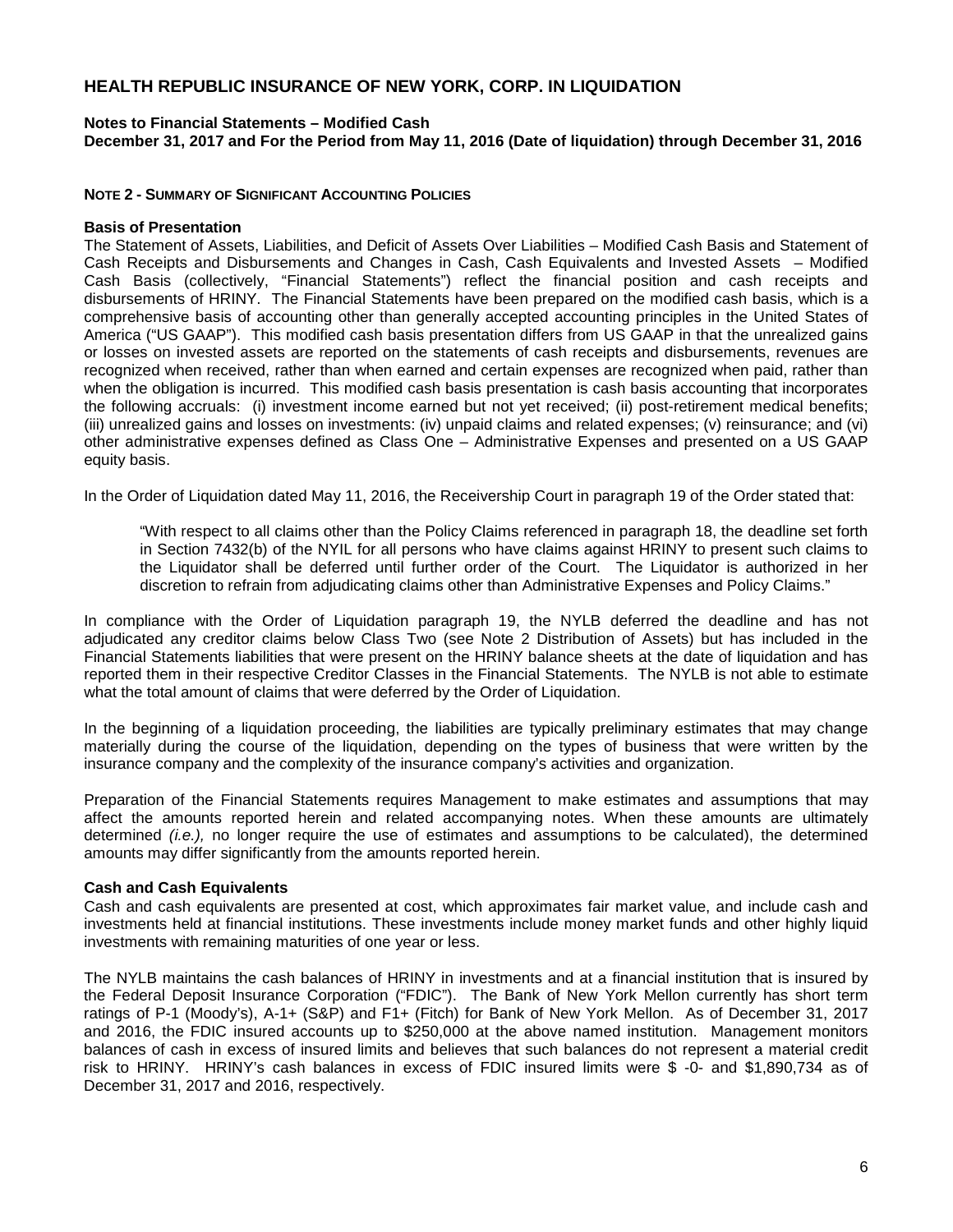## NOTE 2 - SUMMARY OF SIGNIFICANT ACCOUNTING POLICIES

### Basis of Presentation

The Statement of Assets, Liabilities, and Deficit of Assets Over Liabilities – Modified Cash Basis and Statement of Cash Receipts and Disbursements and Changes in Cash, Cash Equivalents and Invested Assets – Modified Cash Basis (collectively, "Financial Statements") reflect the financial position and cash receipts and disbursements of HRINY. The Financial Statements have been prepared on the modified cash basis, which is a comprehensive basis of accounting other than generally accepted accounting principles in the United States of America ("US GAAP"). This modified cash basis presentation differs from US GAAP in that the unrealized gains or losses on invested assets are reported on the statements of cash receipts and disbursements, revenues are recognized when received, rather than when earned and certain expenses are recognized when paid, rather than when the obligation is incurred. This modified cash basis presentation is cash basis accounting that incorporates the following accruals: (i) investment income earned but not yet received; (ii) post-retirement medical benefits; (iii) unrealized gains and losses on investments: (iv) unpaid claims and related expenses; (v) reinsurance; and (vi) other administrative expenses defined as Class One – Administrative Expenses and presented on a US GAAP equity basis.

In the Order of Liquidation dated May 11, 2016, the Receivership Court in paragraph 19 of the Order stated that:

> "With respect to all claims other than the Policy Claims referenced in paragraph 18, the deadline set forth in Section 7432(b) of the NYIL for all persons who have claims against HRINY to present such claims to the Liquidator shall be deferred until further order of the Court. The Liquidator is authorized in her discretion to refrain from adjudicating claims other than Administrative Expenses and Policy Claims."

In compliance with the Order of Liquidation paragraph 19, the NYLB deferred the deadline and has not adjudicated any creditor claims below Class Two (see Note 2 Distribution of Assets) but has included in the Financial Statements liabilities that were present on the HRINY balance sheets at the date of liquidation and has reported them in their respective Creditor Classes in the Financial Statements. The NYLB is not able to estimate what the total amount of claims that were deferred by the Order of Liquidation.

In the beginning of a liquidation proceeding, the liabilities are typically preliminary estimates that may change materially during the course of the liquidation, depending on the types of business that were written by the insurance company and the complexity of the insurance company's activities and organization.

Preparation of the Financial Statements requires Management to make estimates and assumptions that may affect the amounts reported herein and related accompanying notes. When these amounts are ultimately determined *(i.e.),* no longer require the use of estimates and assumptions to be calculated), the determined amounts may differ significantly from the amounts reported herein.

### Cash and Cash Equivalents

Cash and cash equivalents are presented at cost, which approximates fair market value, and include cash and investments held at financial institutions. These investments include money market funds and other highly liquid investments with remaining maturities of one year or less.

The NYLB maintains the cash balances of HRINY in investments and at a financial institution that is insured by the Federal Deposit Insurance Corporation ("FDIC"). The Bank of New York Mellon currently has short term ratings of P-1 (Moody's), A-1+ (S&P) and F1+ (Fitch) for Bank of New York Mellon. As of December 31, 2017 and 2016, the FDIC insured accounts up to $250,000 at the above named institution. Management monitors balances of cash in excess of insured limits and believes that such balances do not represent a material credit risk to HRINY. HRINY's cash balances in excess of FDIC insured limits were $ -0- and $1,890,734 as of December 31, 2017 and 2016, respectively.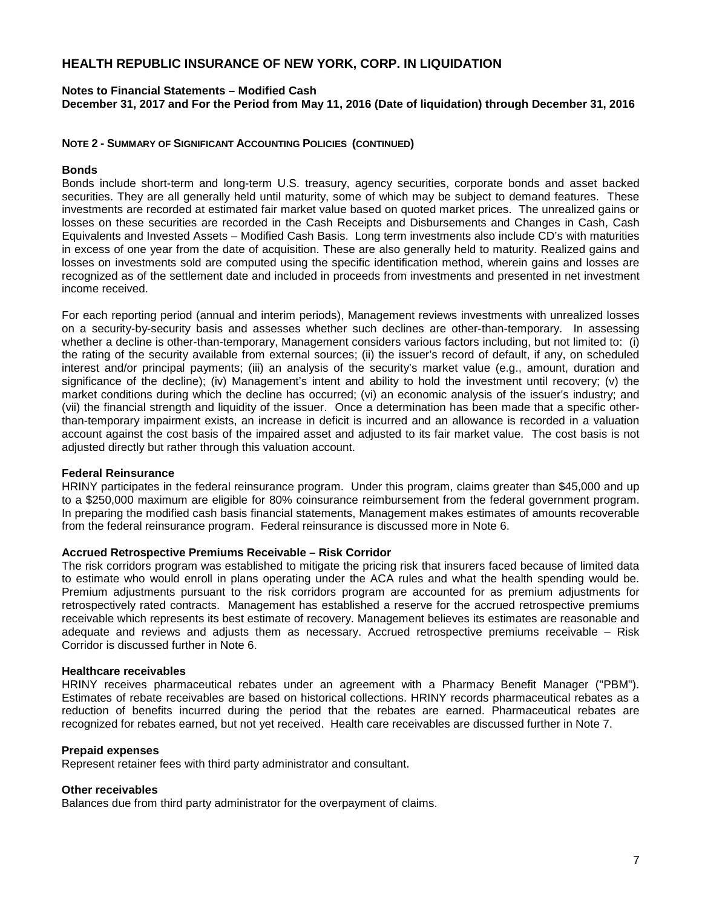**NOTE 2 - SUMMARY OF SIGNIFICANT ACCOUNTING POLICIES (CONTINUED)**

**Bonds**

Bonds include short-term and long-term U.S. treasury, agency securities, corporate bonds and asset backed securities. They are all generally held until maturity, some of which may be subject to demand features. These investments are recorded at estimated fair market value based on quoted market prices. The unrealized gains or losses on these securities are recorded in the Cash Receipts and Disbursements and Changes in Cash, Cash Equivalents and Invested Assets – Modified Cash Basis. Long term investments also include CD's with maturities in excess of one year from the date of acquisition. These are also generally held to maturity. Realized gains and losses on investments sold are computed using the specific identification method, wherein gains and losses are recognized as of the settlement date and included in proceeds from investments and presented in net investment income received.

For each reporting period (annual and interim periods), Management reviews investments with unrealized losses on a security-by-security basis and assesses whether such declines are other-than-temporary. In assessing whether a decline is other-than-temporary, Management considers various factors including, but not limited to: (i) the rating of the security available from external sources; (ii) the issuer's record of default, if any, on scheduled interest and/or principal payments; (iii) an analysis of the security's market value (e.g., amount, duration and significance of the decline); (iv) Management's intent and ability to hold the investment until recovery; (v) the market conditions during which the decline has occurred; (vi) an economic analysis of the issuer's industry; and (vii) the financial strength and liquidity of the issuer. Once a determination has been made that a specific other-than-temporary impairment exists, an increase in deficit is incurred and an allowance is recorded in a valuation account against the cost basis of the impaired asset and adjusted to its fair market value. The cost basis is not adjusted directly but rather through this valuation account.

**Federal Reinsurance**

HRINY participates in the federal reinsurance program. Under this program, claims greater than $45,000 and up to a $250,000 maximum are eligible for 80% coinsurance reimbursement from the federal government program. In preparing the modified cash basis financial statements, Management makes estimates of amounts recoverable from the federal reinsurance program. Federal reinsurance is discussed more in Note 6.

**Accrued Retrospective Premiums Receivable – Risk Corridor**

The risk corridors program was established to mitigate the pricing risk that insurers faced because of limited data to estimate who would enroll in plans operating under the ACA rules and what the health spending would be. Premium adjustments pursuant to the risk corridors program are accounted for as premium adjustments for retrospectively rated contracts. Management has established a reserve for the accrued retrospective premiums receivable which represents its best estimate of recovery. Management believes its estimates are reasonable and adequate and reviews and adjusts them as necessary. Accrued retrospective premiums receivable – Risk Corridor is discussed further in Note 6.

**Healthcare receivables**

HRINY receives pharmaceutical rebates under an agreement with a Pharmacy Benefit Manager ("PBM"). Estimates of rebate receivables are based on historical collections. HRINY records pharmaceutical rebates as a reduction of benefits incurred during the period that the rebates are earned. Pharmaceutical rebates are recognized for rebates earned, but not yet received. Health care receivables are discussed further in Note 7.

**Prepaid expenses**

Represent retainer fees with third party administrator and consultant.

**Other receivables**

Balances due from third party administrator for the overpayment of claims.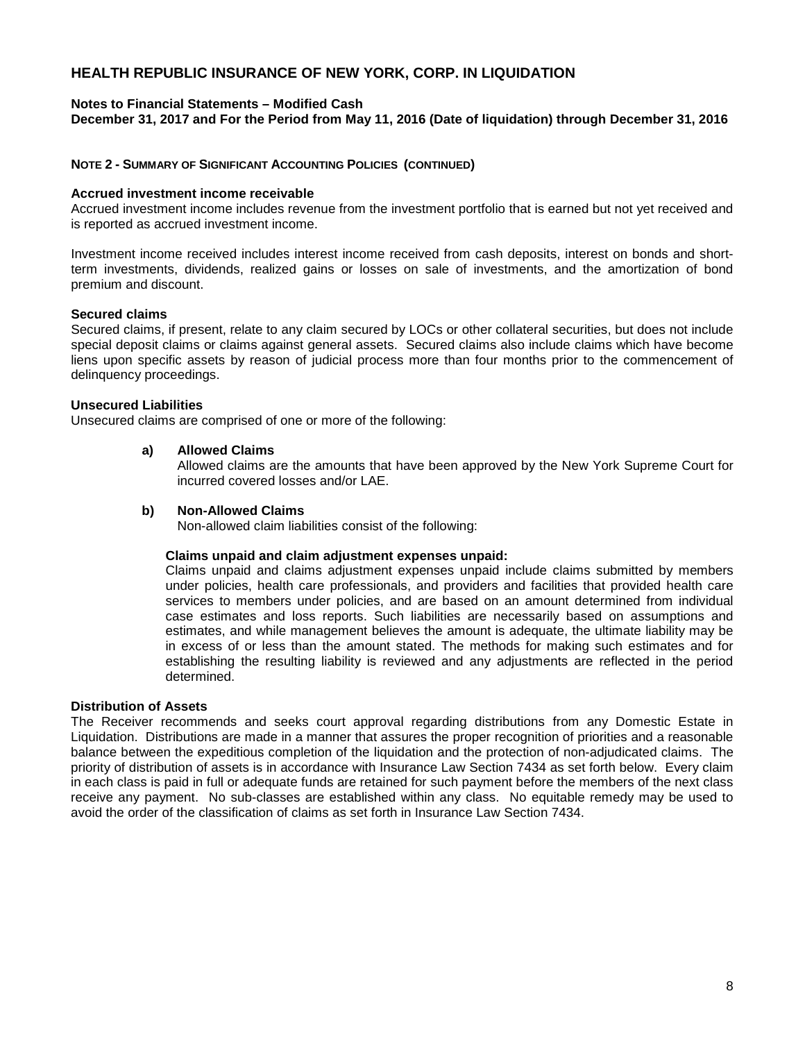**NOTE 2 - SUMMARY OF SIGNIFICANT ACCOUNTING POLICIES (CONTINUED)**

**Accrued investment income receivable**
Accrued investment income includes revenue from the investment portfolio that is earned but not yet received and is reported as accrued investment income.

Investment income received includes interest income received from cash deposits, interest on bonds and short-term investments, dividends, realized gains or losses on sale of investments, and the amortization of bond premium and discount.

**Secured claims**
Secured claims, if present, relate to any claim secured by LOCs or other collateral securities, but does not include special deposit claims or claims against general assets. Secured claims also include claims which have become liens upon specific assets by reason of judicial process more than four months prior to the commencement of delinquency proceedings.

**Unsecured Liabilities**
Unsecured claims are comprised of one or more of the following:

**a) Allowed Claims**
Allowed claims are the amounts that have been approved by the New York Supreme Court for incurred covered losses and/or LAE.

**b) Non-Allowed Claims**
Non-allowed claim liabilities consist of the following:

**Claims unpaid and claim adjustment expenses unpaid:**
Claims unpaid and claims adjustment expenses unpaid include claims submitted by members under policies, health care professionals, and providers and facilities that provided health care services to members under policies, and are based on an amount determined from individual case estimates and loss reports. Such liabilities are necessarily based on assumptions and estimates, and while management believes the amount is adequate, the ultimate liability may be in excess of or less than the amount stated. The methods for making such estimates and for establishing the resulting liability is reviewed and any adjustments are reflected in the period determined.

**Distribution of Assets**
The Receiver recommends and seeks court approval regarding distributions from any Domestic Estate in Liquidation. Distributions are made in a manner that assures the proper recognition of priorities and a reasonable balance between the expeditious completion of the liquidation and the protection of non-adjudicated claims. The priority of distribution of assets is in accordance with Insurance Law Section 7434 as set forth below. Every claim in each class is paid in full or adequate funds are retained for such payment before the members of the next class receive any payment. No sub-classes are established within any class. No equitable remedy may be used to avoid the order of the classification of claims as set forth in Insurance Law Section 7434.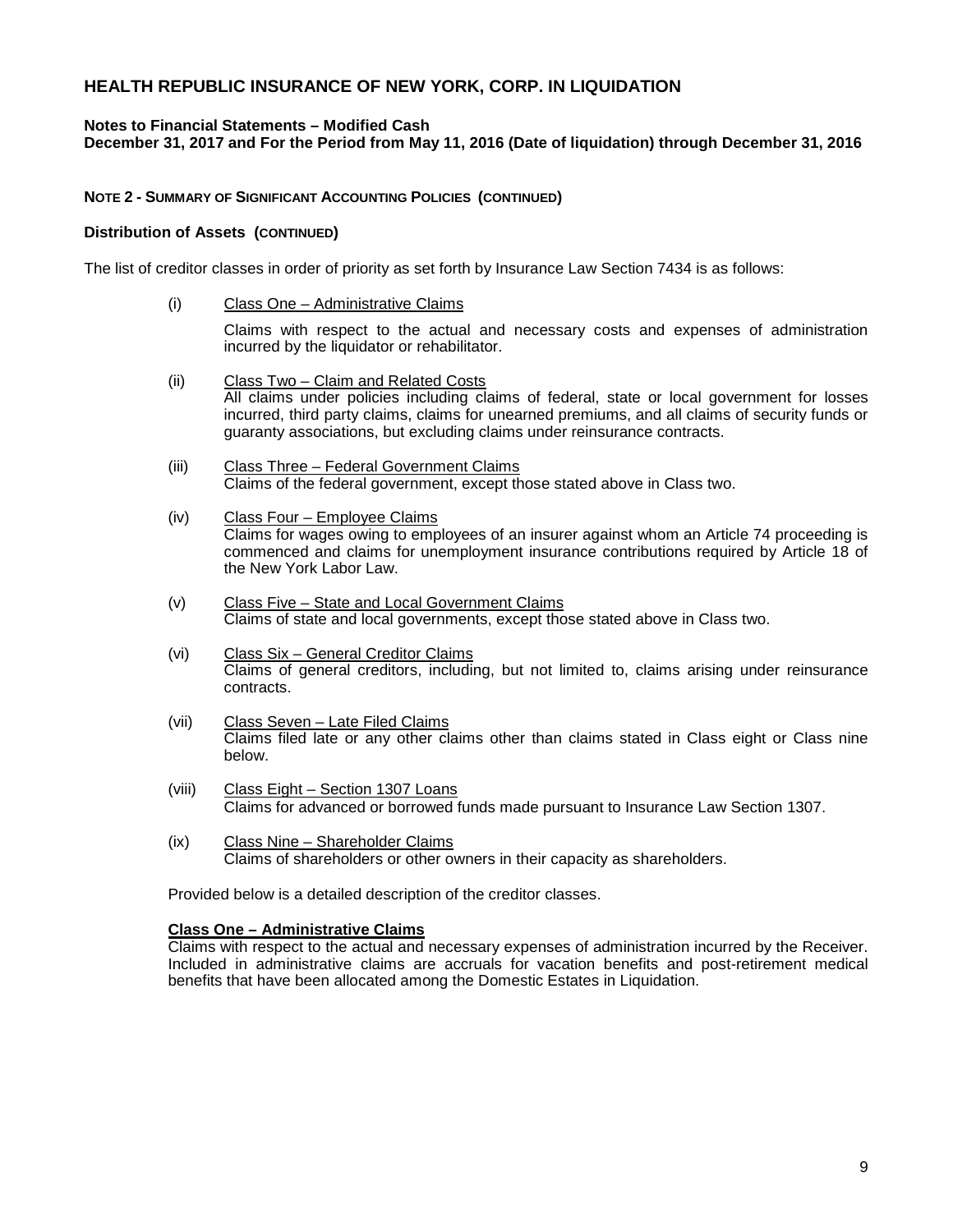# HEALTH REPUBLIC INSURANCE OF NEW YORK, CORP. IN LIQUIDATION

**Notes to Financial Statements – Modified Cash**
**December 31, 2017 and For the Period from May 11, 2016 (Date of liquidation) through December 31, 2016**

**NOTE 2 - SUMMARY OF SIGNIFICANT ACCOUNTING POLICIES (CONTINUED)**

**Distribution of Assets (CONTINUED)**

The list of creditor classes in order of priority as set forth by Insurance Law Section 7434 is as follows:

(i) Class One – Administrative Claims

Claims with respect to the actual and necessary costs and expenses of administration incurred by the liquidator or rehabilitator.

(ii) Class Two – Claim and Related Costs
All claims under policies including claims of federal, state or local government for losses incurred, third party claims, claims for unearned premiums, and all claims of security funds or guaranty associations, but excluding claims under reinsurance contracts.

(iii) Class Three – Federal Government Claims
Claims of the federal government, except those stated above in Class two.

(iv) Class Four – Employee Claims
Claims for wages owing to employees of an insurer against whom an Article 74 proceeding is commenced and claims for unemployment insurance contributions required by Article 18 of the New York Labor Law.

(v) Class Five – State and Local Government Claims
Claims of state and local governments, except those stated above in Class two.

(vi) Class Six – General Creditor Claims
Claims of general creditors, including, but not limited to, claims arising under reinsurance contracts.

(vii) Class Seven – Late Filed Claims
Claims filed late or any other claims other than claims stated in Class eight or Class nine below.

(viii) Class Eight – Section 1307 Loans
Claims for advanced or borrowed funds made pursuant to Insurance Law Section 1307.

(ix) Class Nine – Shareholder Claims
Claims of shareholders or other owners in their capacity as shareholders.

Provided below is a detailed description of the creditor classes.

**Class One – Administrative Claims**
Claims with respect to the actual and necessary expenses of administration incurred by the Receiver. Included in administrative claims are accruals for vacation benefits and post-retirement medical benefits that have been allocated among the Domestic Estates in Liquidation.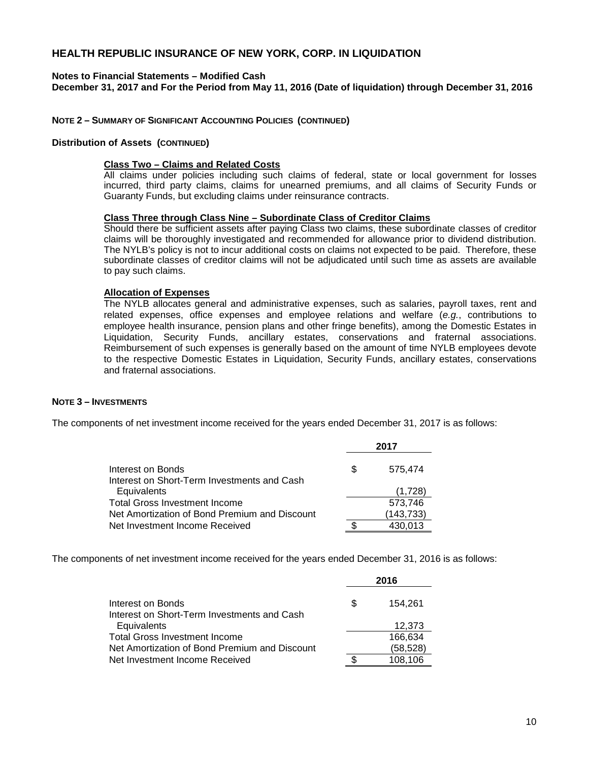# HEALTH REPUBLIC INSURANCE OF NEW YORK, CORP. IN LIQUIDATION

**Notes to Financial Statements – Modified Cash**
**December 31, 2017 and For the Period from May 11, 2016 (Date of liquidation) through December 31, 2016**

**NOTE 2 – SUMMARY OF SIGNIFICANT ACCOUNTING POLICIES (CONTINUED)**

**Distribution of Assets (CONTINUED)**

**Class Two – Claims and Related Costs**
All claims under policies including such claims of federal, state or local government for losses incurred, third party claims, claims for unearned premiums, and all claims of Security Funds or Guaranty Funds, but excluding claims under reinsurance contracts.

**Class Three through Class Nine – Subordinate Class of Creditor Claims**
Should there be sufficient assets after paying Class two claims, these subordinate classes of creditor claims will be thoroughly investigated and recommended for allowance prior to dividend distribution. The NYLB's policy is not to incur additional costs on claims not expected to be paid. Therefore, these subordinate classes of creditor claims will not be adjudicated until such time as assets are available to pay such claims.

**Allocation of Expenses**
The NYLB allocates general and administrative expenses, such as salaries, payroll taxes, rent and related expenses, office expenses and employee relations and welfare (*e.g.*, contributions to employee health insurance, pension plans and other fringe benefits), among the Domestic Estates in Liquidation, Security Funds, ancillary estates, conservations and fraternal associations. Reimbursement of such expenses is generally based on the amount of time NYLB employees devote to the respective Domestic Estates in Liquidation, Security Funds, ancillary estates, conservations and fraternal associations.

**NOTE 3 – INVESTMENTS**

The components of net investment income received for the years ended December 31, 2017 is as follows:

| | 2017 |
|---|---|
| Interest on Bonds | $ 575,474 |
| Interest on Short-Term Investments and Cash Equivalents | (1,728) |
| Total Gross Investment Income | 573,746 |
| Net Amortization of Bond Premium and Discount | (143,733) |
| Net Investment Income Received | $ 430,013 |

The components of net investment income received for the years ended December 31, 2016 is as follows:

| | 2016 |
|---|---|
| Interest on Bonds | $ 154,261 |
| Interest on Short-Term Investments and Cash Equivalents | 12,373 |
| Total Gross Investment Income | 166,634 |
| Net Amortization of Bond Premium and Discount | (58,528) |
| Net Investment Income Received | $ 108,106 |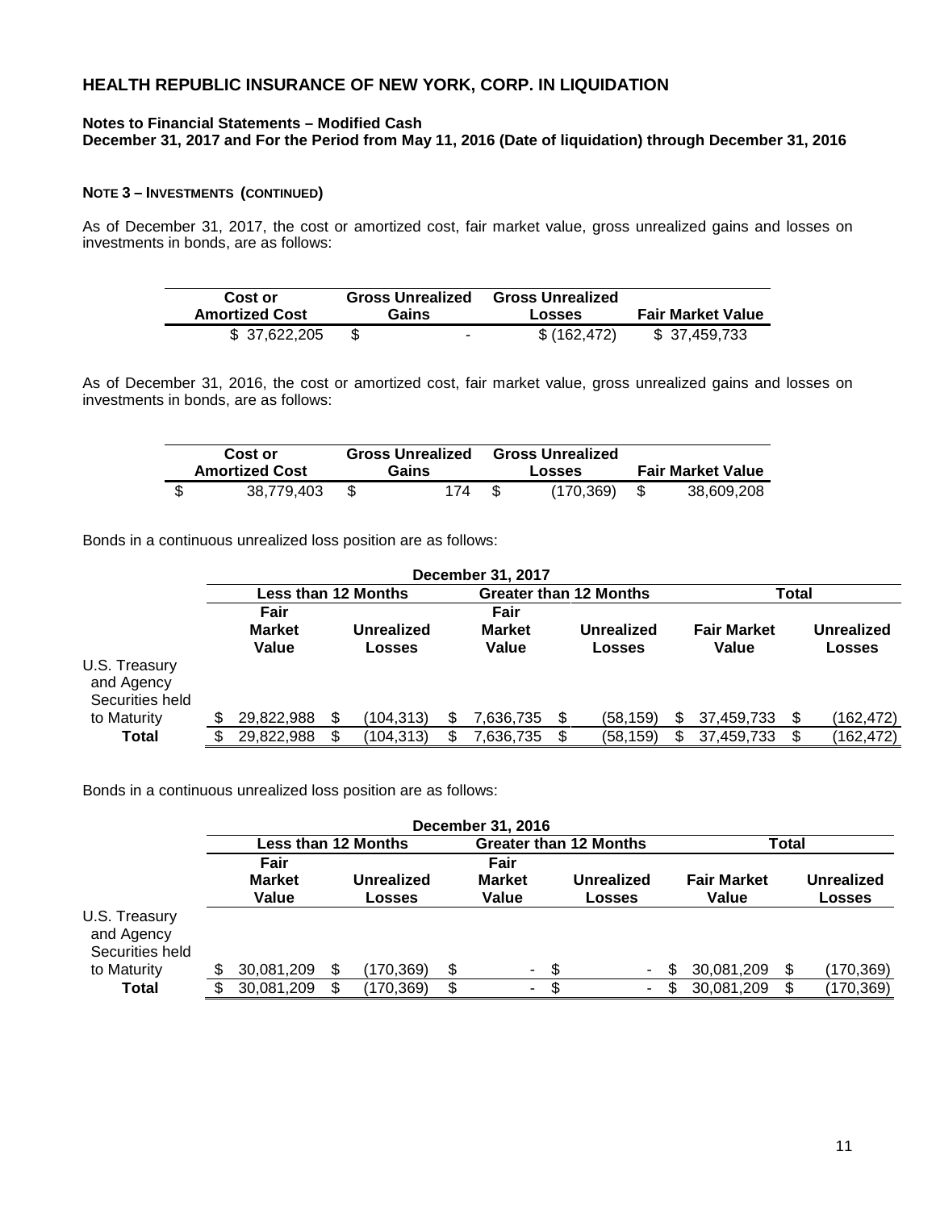**HEALTH REPUBLIC INSURANCE OF NEW YORK, CORP. IN LIQUIDATION**

**Notes to Financial Statements – Modified Cash**
**December 31, 2017 and For the Period from May 11, 2016 (Date of liquidation) through December 31, 2016**

**NOTE 3 – INVESTMENTS (CONTINUED)**

As of December 31, 2017, the cost or amortized cost, fair market value, gross unrealized gains and losses on investments in bonds, are as follows:

| Cost or Amortized Cost | Gross Unrealized Gains | Gross Unrealized Losses | Fair Market Value |
|---|---|---|---|
| $ 37,622,205 | $ - | $ (162,472) | $ 37,459,733 |

As of December 31, 2016, the cost or amortized cost, fair market value, gross unrealized gains and losses on investments in bonds, are as follows:

| Cost or Amortized Cost | Gross Unrealized Gains | Gross Unrealized Losses | Fair Market Value |
|---|---|---|---|
| $ 38,779,403 | $ 174 | $ (170,369) | $ 38,609,208 |

Bonds in a continuous unrealized loss position are as follows:

| | December 31, 2017 | | | | | |
|---|---|---|---|---|---|---|
| | Less than 12 Months | | Greater than 12 Months | | Total | |
| | Fair Market Value | Unrealized Losses | Fair Market Value | Unrealized Losses | Fair Market Value | Unrealized Losses |
| U.S. Treasury and Agency Securities held to Maturity | $ 29,822,988 | $ (104,313) | $ 7,636,735 | $ (58,159) | $ 37,459,733 | $ (162,472) |
| **Total** | $ 29,822,988 | $ (104,313) | $ 7,636,735 | $ (58,159) | $ 37,459,733 | $ (162,472) |

Bonds in a continuous unrealized loss position are as follows:

| | December 31, 2016 | | | | | |
|---|---|---|---|---|---|---|
| | Less than 12 Months | | Greater than 12 Months | | Total | |
| | Fair Market Value | Unrealized Losses | Fair Market Value | Unrealized Losses | Fair Market Value | Unrealized Losses |
| U.S. Treasury and Agency Securities held to Maturity | $ 30,081,209 | $ (170,369) | $ - | $ - | $ 30,081,209 | $ (170,369) |
| **Total** | $ 30,081,209 | $ (170,369) | $ - | $ - | $ 30,081,209 | $ (170,369) |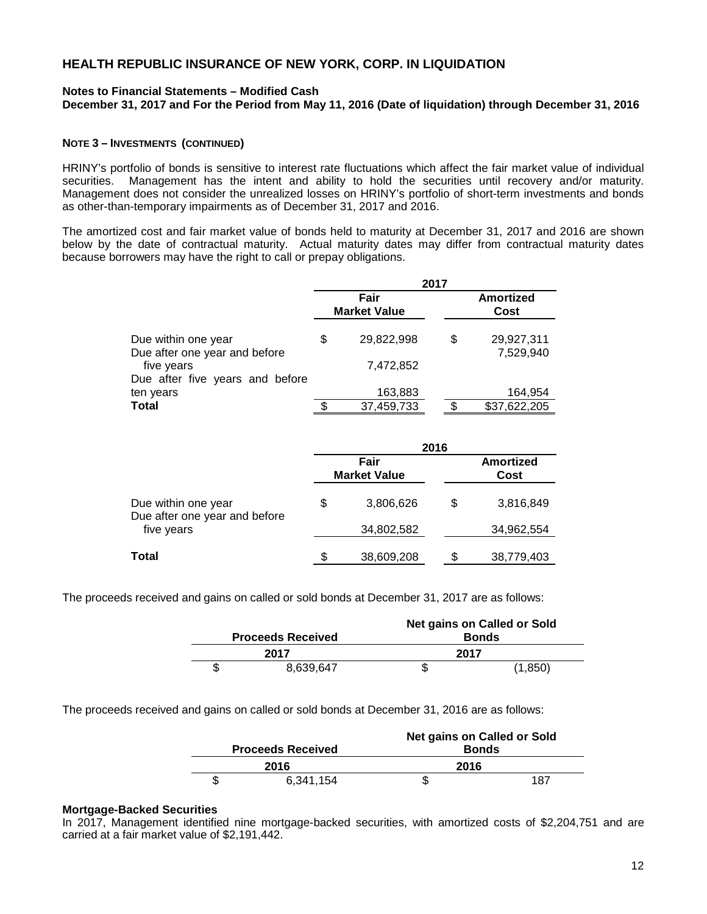# HEALTH REPUBLIC INSURANCE OF NEW YORK, CORP. IN LIQUIDATION

**Notes to Financial Statements – Modified Cash**
**December 31, 2017 and For the Period from May 11, 2016 (Date of liquidation) through December 31, 2016**

**NOTE 3 – INVESTMENTS (CONTINUED)**

HRINY's portfolio of bonds is sensitive to interest rate fluctuations which affect the fair market value of individual securities. Management has the intent and ability to hold the securities until recovery and/or maturity. Management does not consider the unrealized losses on HRINY's portfolio of short-term investments and bonds as other-than-temporary impairments as of December 31, 2017 and 2016.

The amortized cost and fair market value of bonds held to maturity at December 31, 2017 and 2016 are shown below by the date of contractual maturity. Actual maturity dates may differ from contractual maturity dates because borrowers may have the right to call or prepay obligations.

| | 2017 | |
|---|---|---|
| | Fair Market Value | Amortized Cost |
| Due within one year | $ 29,822,998 | $ 29,927,311 |
| Due after one year and before five years | 7,472,852 | 7,529,940 |
| Due after five years and before ten years | 163,883 | 164,954 |
| **Total** | $ 37,459,733 | $ $37,622,205 |

| | 2016 | |
|---|---|---|
| | Fair Market Value | Amortized Cost |
| Due within one year | $ 3,806,626 | $ 3,816,849 |
| Due after one year and before five years | 34,802,582 | 34,962,554 |
| **Total** | $ 38,609,208 | $ 38,779,403 |

The proceeds received and gains on called or sold bonds at December 31, 2017 are as follows:

| Proceeds Received | Net gains on Called or Sold Bonds |
|---|---|
| 2017 | 2017 |
| $ 8,639,647 | $ (1,850) |

The proceeds received and gains on called or sold bonds at December 31, 2016 are as follows:

| Proceeds Received | Net gains on Called or Sold Bonds |
|---|---|
| 2016 | 2016 |
| $ 6,341,154 | $ 187 |

**Mortgage-Backed Securities**
In 2017, Management identified nine mortgage-backed securities, with amortized costs of $2,204,751 and are carried at a fair market value of $2,191,442.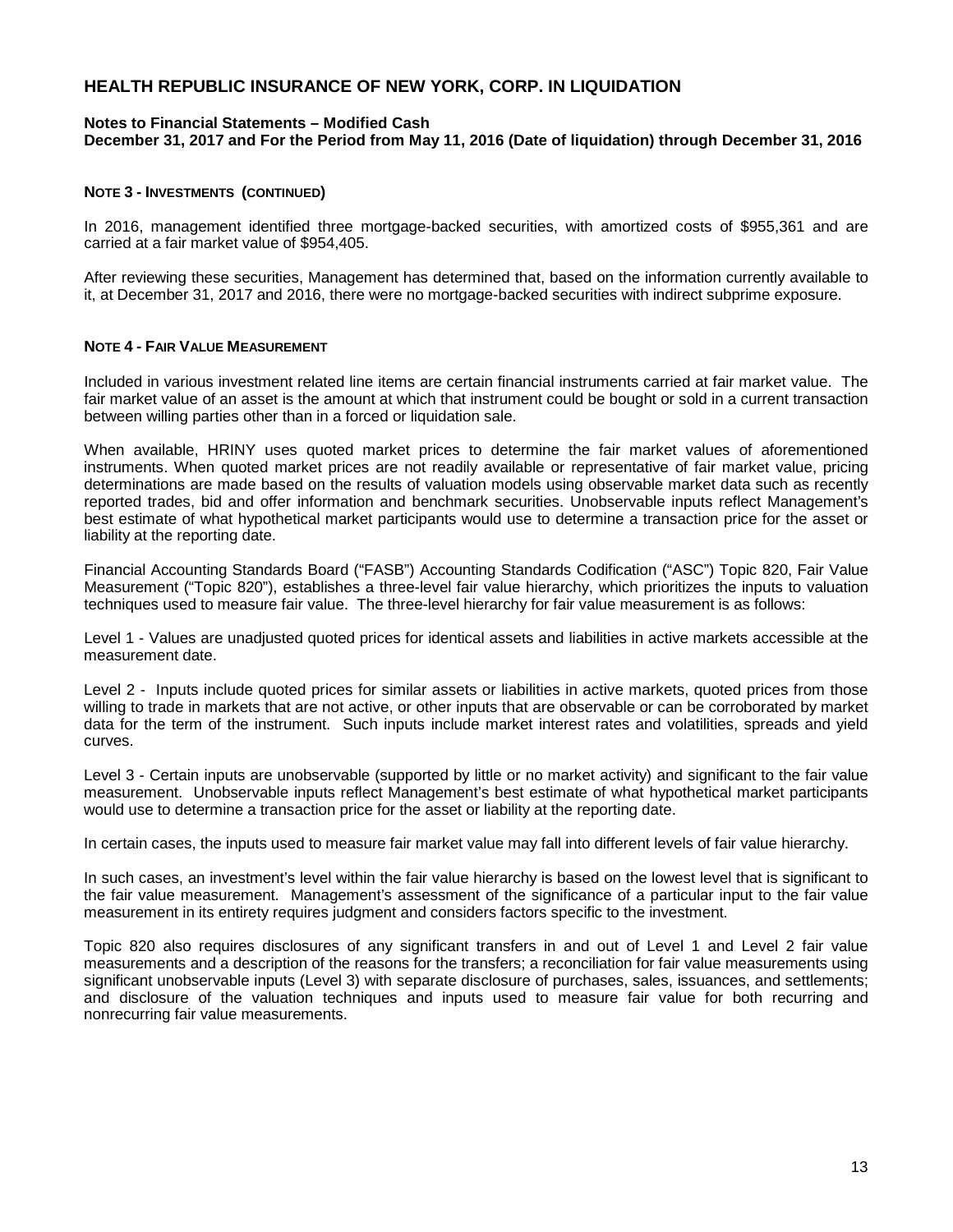# HEALTH REPUBLIC INSURANCE OF NEW YORK, CORP. IN LIQUIDATION

**Notes to Financial Statements – Modified Cash**
**December 31, 2017 and For the Period from May 11, 2016 (Date of liquidation) through December 31, 2016**

**NOTE 3 - INVESTMENTS (CONTINUED)**

In 2016, management identified three mortgage-backed securities, with amortized costs of $955,361 and are carried at a fair market value of $954,405.

After reviewing these securities, Management has determined that, based on the information currently available to it, at December 31, 2017 and 2016, there were no mortgage-backed securities with indirect subprime exposure.

**NOTE 4 - FAIR VALUE MEASUREMENT**

Included in various investment related line items are certain financial instruments carried at fair market value. The fair market value of an asset is the amount at which that instrument could be bought or sold in a current transaction between willing parties other than in a forced or liquidation sale.

When available, HRINY uses quoted market prices to determine the fair market values of aforementioned instruments. When quoted market prices are not readily available or representative of fair market value, pricing determinations are made based on the results of valuation models using observable market data such as recently reported trades, bid and offer information and benchmark securities. Unobservable inputs reflect Management's best estimate of what hypothetical market participants would use to determine a transaction price for the asset or liability at the reporting date.

Financial Accounting Standards Board ("FASB") Accounting Standards Codification ("ASC") Topic 820, Fair Value Measurement ("Topic 820"), establishes a three-level fair value hierarchy, which prioritizes the inputs to valuation techniques used to measure fair value. The three-level hierarchy for fair value measurement is as follows:

Level 1 - Values are unadjusted quoted prices for identical assets and liabilities in active markets accessible at the measurement date.

Level 2 - Inputs include quoted prices for similar assets or liabilities in active markets, quoted prices from those willing to trade in markets that are not active, or other inputs that are observable or can be corroborated by market data for the term of the instrument. Such inputs include market interest rates and volatilities, spreads and yield curves.

Level 3 - Certain inputs are unobservable (supported by little or no market activity) and significant to the fair value measurement. Unobservable inputs reflect Management's best estimate of what hypothetical market participants would use to determine a transaction price for the asset or liability at the reporting date.

In certain cases, the inputs used to measure fair market value may fall into different levels of fair value hierarchy.

In such cases, an investment's level within the fair value hierarchy is based on the lowest level that is significant to the fair value measurement. Management's assessment of the significance of a particular input to the fair value measurement in its entirety requires judgment and considers factors specific to the investment.

Topic 820 also requires disclosures of any significant transfers in and out of Level 1 and Level 2 fair value measurements and a description of the reasons for the transfers; a reconciliation for fair value measurements using significant unobservable inputs (Level 3) with separate disclosure of purchases, sales, issuances, and settlements; and disclosure of the valuation techniques and inputs used to measure fair value for both recurring and nonrecurring fair value measurements.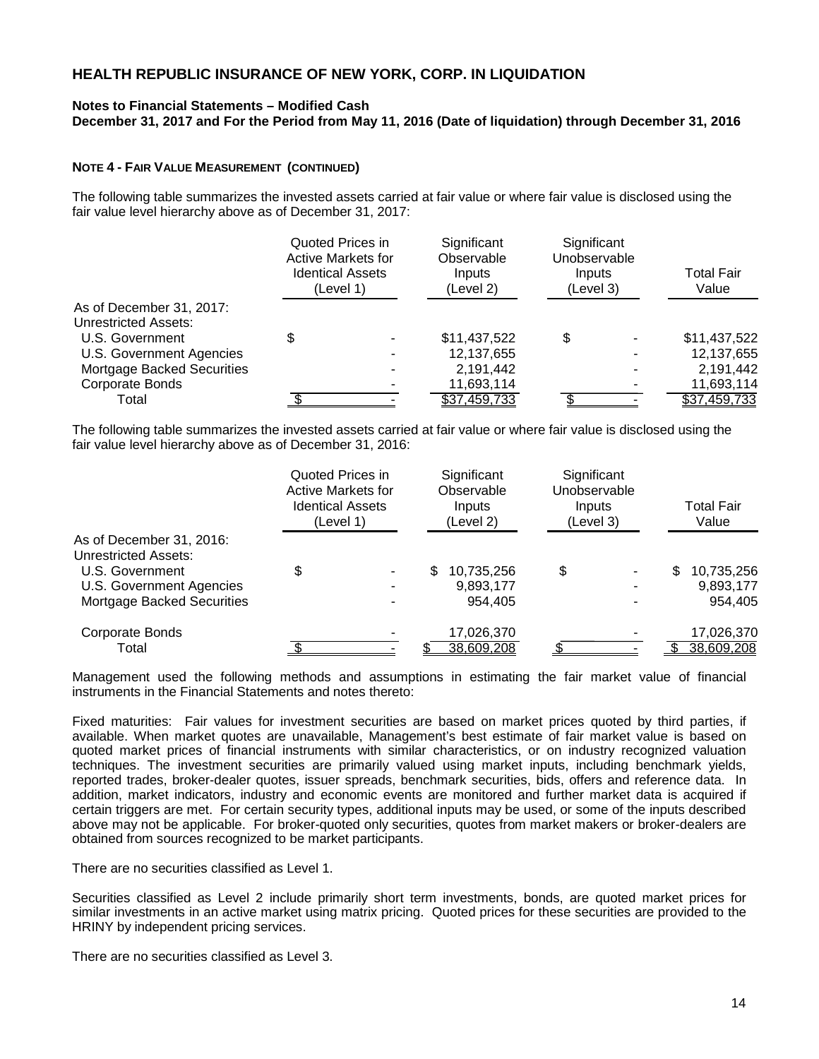# HEALTH REPUBLIC INSURANCE OF NEW YORK, CORP. IN LIQUIDATION

**Notes to Financial Statements – Modified Cash**
**December 31, 2017 and For the Period from May 11, 2016 (Date of liquidation) through December 31, 2016**

**NOTE 4 - FAIR VALUE MEASUREMENT (CONTINUED)**

The following table summarizes the invested assets carried at fair value or where fair value is disclosed using the fair value level hierarchy above as of December 31, 2017:

| | Quoted Prices in Active Markets for Identical Assets (Level 1) | Significant Observable Inputs (Level 2) | Significant Unobservable Inputs (Level 3) | Total Fair Value |
|---|---|---|---|---|
| As of December 31, 2017: | | | | |
| Unrestricted Assets: | | | | |
| U.S. Government | $ - | $11,437,522 | $ - | $11,437,522 |
| U.S. Government Agencies | - | 12,137,655 | - | 12,137,655 |
| Mortgage Backed Securities | - | 2,191,442 | - | 2,191,442 |
| Corporate Bonds | - | 11,693,114 | - | 11,693,114 |
| Total | $ - | $37,459,733 | $ - | $37,459,733 |

The following table summarizes the invested assets carried at fair value or where fair value is disclosed using the fair value level hierarchy above as of December 31, 2016:

| | Quoted Prices in Active Markets for Identical Assets (Level 1) | Significant Observable Inputs (Level 2) | Significant Unobservable Inputs (Level 3) | Total Fair Value |
|---|---|---|---|---|
| As of December 31, 2016: | | | | |
| Unrestricted Assets: | | | | |
| U.S. Government | $ - | $ 10,735,256 | $ - | $ 10,735,256 |
| U.S. Government Agencies | - | 9,893,177 | - | 9,893,177 |
| Mortgage Backed Securities | - | 954,405 | - | 954,405 |
| Corporate Bonds | - | 17,026,370 | - | 17,026,370 |
| Total | $ - | $ 38,609,208 | $ - | $ 38,609,208 |

Management used the following methods and assumptions in estimating the fair market value of financial instruments in the Financial Statements and notes thereto:

Fixed maturities: Fair values for investment securities are based on market prices quoted by third parties, if available. When market quotes are unavailable, Management's best estimate of fair market value is based on quoted market prices of financial instruments with similar characteristics, or on industry recognized valuation techniques. The investment securities are primarily valued using market inputs, including benchmark yields, reported trades, broker-dealer quotes, issuer spreads, benchmark securities, bids, offers and reference data. In addition, market indicators, industry and economic events are monitored and further market data is acquired if certain triggers are met. For certain security types, additional inputs may be used, or some of the inputs described above may not be applicable. For broker-quoted only securities, quotes from market makers or broker-dealers are obtained from sources recognized to be market participants.

There are no securities classified as Level 1.

Securities classified as Level 2 include primarily short term investments, bonds, are quoted market prices for similar investments in an active market using matrix pricing. Quoted prices for these securities are provided to the HRINY by independent pricing services.

There are no securities classified as Level 3.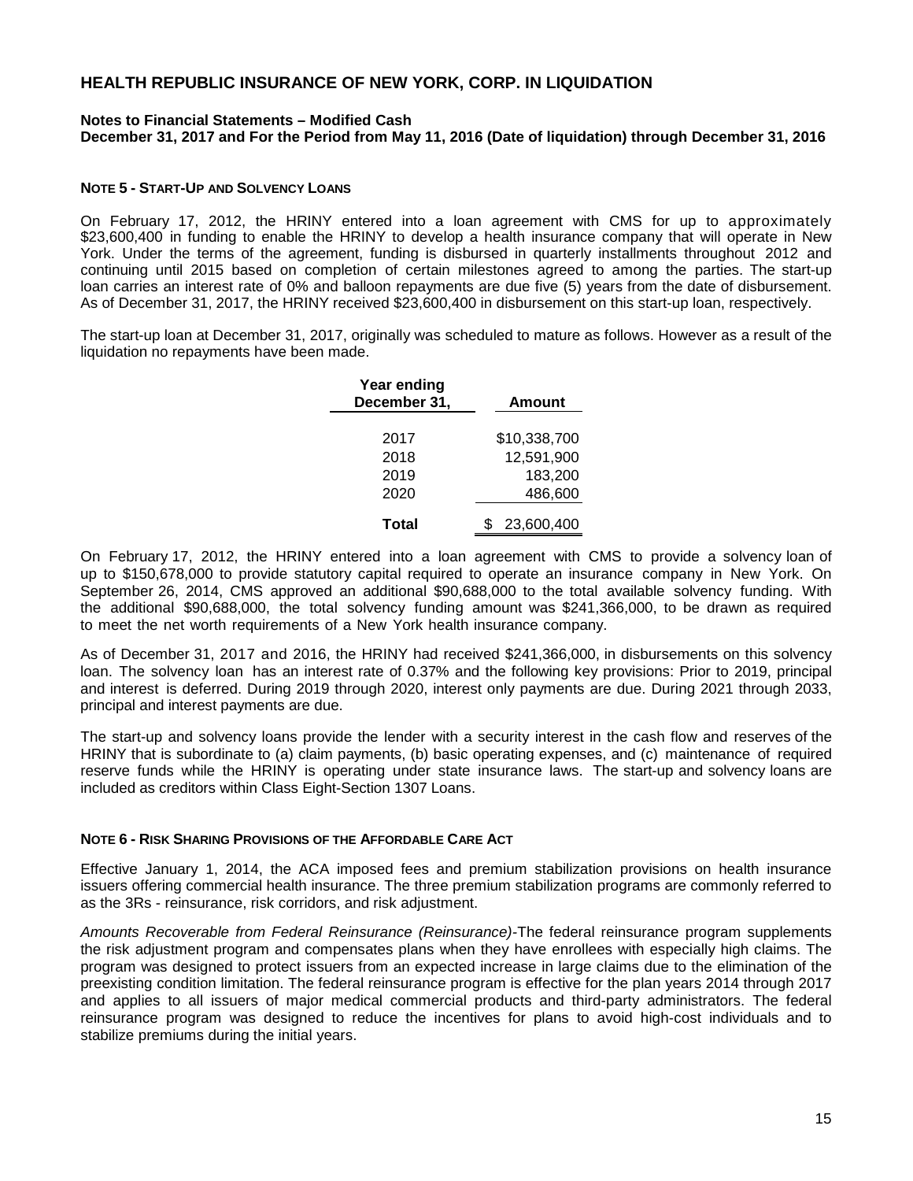### NOTE 5 - START-UP AND SOLVENCY LOANS

On February 17, 2012, the HRINY entered into a loan agreement with CMS for up to approximately $23,600,400 in funding to enable the HRINY to develop a health insurance company that will operate in New York. Under the terms of the agreement, funding is disbursed in quarterly installments throughout 2012 and continuing until 2015 based on completion of certain milestones agreed to among the parties. The start-up loan carries an interest rate of 0% and balloon repayments are due five (5) years from the date of disbursement. As of December 31, 2017, the HRINY received $23,600,400 in disbursement on this start-up loan, respectively.

The start-up loan at December 31, 2017, originally was scheduled to mature as follows. However as a result of the liquidation no repayments have been made.

| Year ending December 31, | Amount |
|---|---|
| 2017 | $10,338,700 |
| 2018 | 12,591,900 |
| 2019 | 183,200 |
| 2020 | 486,600 |
| **Total** | $ 23,600,400 |

On February 17, 2012, the HRINY entered into a loan agreement with CMS to provide a solvency loan of up to $150,678,000 to provide statutory capital required to operate an insurance company in New York. On September 26, 2014, CMS approved an additional $90,688,000 to the total available solvency funding. With the additional $90,688,000, the total solvency funding amount was $241,366,000, to be drawn as required to meet the net worth requirements of a New York health insurance company.

As of December 31, 2017 and 2016, the HRINY had received $241,366,000, in disbursements on this solvency loan. The solvency loan has an interest rate of 0.37% and the following key provisions: Prior to 2019, principal and interest is deferred. During 2019 through 2020, interest only payments are due. During 2021 through 2033, principal and interest payments are due.

The start-up and solvency loans provide the lender with a security interest in the cash flow and reserves of the HRINY that is subordinate to (a) claim payments, (b) basic operating expenses, and (c) maintenance of required reserve funds while the HRINY is operating under state insurance laws. The start-up and solvency loans are included as creditors within Class Eight-Section 1307 Loans.

### NOTE 6 - RISK SHARING PROVISIONS OF THE AFFORDABLE CARE ACT

Effective January 1, 2014, the ACA imposed fees and premium stabilization provisions on health insurance issuers offering commercial health insurance. The three premium stabilization programs are commonly referred to as the 3Rs - reinsurance, risk corridors, and risk adjustment.

*Amounts Recoverable from Federal Reinsurance (Reinsurance)*-The federal reinsurance program supplements the risk adjustment program and compensates plans when they have enrollees with especially high claims. The program was designed to protect issuers from an expected increase in large claims due to the elimination of the preexisting condition limitation. The federal reinsurance program is effective for the plan years 2014 through 2017 and applies to all issuers of major medical commercial products and third-party administrators. The federal reinsurance program was designed to reduce the incentives for plans to avoid high-cost individuals and to stabilize premiums during the initial years.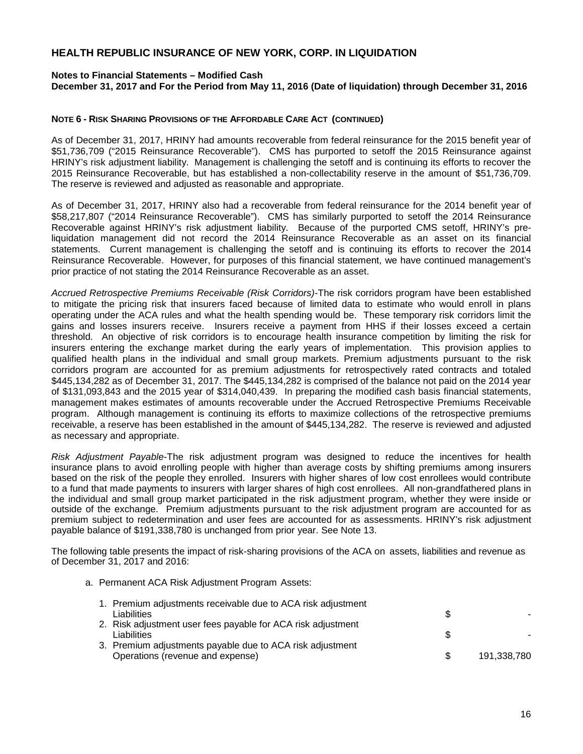# HEALTH REPUBLIC INSURANCE OF NEW YORK, CORP. IN LIQUIDATION

**Notes to Financial Statements – Modified Cash**
**December 31, 2017 and For the Period from May 11, 2016 (Date of liquidation) through December 31, 2016**

**NOTE 6 - RISK SHARING PROVISIONS OF THE AFFORDABLE CARE ACT (CONTINUED)**

As of December 31, 2017, HRINY had amounts recoverable from federal reinsurance for the 2015 benefit year of $51,736,709 ("2015 Reinsurance Recoverable"). CMS has purported to setoff the 2015 Reinsurance against HRINY's risk adjustment liability. Management is challenging the setoff and is continuing its efforts to recover the 2015 Reinsurance Recoverable, but has established a non-collectability reserve in the amount of $51,736,709. The reserve is reviewed and adjusted as reasonable and appropriate.

As of December 31, 2017, HRINY also had a recoverable from federal reinsurance for the 2014 benefit year of $58,217,807 ("2014 Reinsurance Recoverable"). CMS has similarly purported to setoff the 2014 Reinsurance Recoverable against HRINY's risk adjustment liability. Because of the purported CMS setoff, HRINY's pre-liquidation management did not record the 2014 Reinsurance Recoverable as an asset on its financial statements. Current management is challenging the setoff and is continuing its efforts to recover the 2014 Reinsurance Recoverable. However, for purposes of this financial statement, we have continued management's prior practice of not stating the 2014 Reinsurance Recoverable as an asset.

*Accrued Retrospective Premiums Receivable (Risk Corridors)*-The risk corridors program have been established to mitigate the pricing risk that insurers faced because of limited data to estimate who would enroll in plans operating under the ACA rules and what the health spending would be. These temporary risk corridors limit the gains and losses insurers receive. Insurers receive a payment from HHS if their losses exceed a certain threshold. An objective of risk corridors is to encourage health insurance competition by limiting the risk for insurers entering the exchange market during the early years of implementation. This provision applies to qualified health plans in the individual and small group markets. Premium adjustments pursuant to the risk corridors program are accounted for as premium adjustments for retrospectively rated contracts and totaled $445,134,282 as of December 31, 2017. The $445,134,282 is comprised of the balance not paid on the 2014 year of $131,093,843 and the 2015 year of $314,040,439. In preparing the modified cash basis financial statements, management makes estimates of amounts recoverable under the Accrued Retrospective Premiums Receivable program. Although management is continuing its efforts to maximize collections of the retrospective premiums receivable, a reserve has been established in the amount of $445,134,282. The reserve is reviewed and adjusted as necessary and appropriate.

*Risk Adjustment Payable*-The risk adjustment program was designed to reduce the incentives for health insurance plans to avoid enrolling people with higher than average costs by shifting premiums among insurers based on the risk of the people they enrolled. Insurers with higher shares of low cost enrollees would contribute to a fund that made payments to insurers with larger shares of high cost enrollees. All non-grandfathered plans in the individual and small group market participated in the risk adjustment program, whether they were inside or outside of the exchange. Premium adjustments pursuant to the risk adjustment program are accounted for as premium subject to redetermination and user fees are accounted for as assessments. HRINY's risk adjustment payable balance of $191,338,780 is unchanged from prior year. See Note 13.

The following table presents the impact of risk-sharing provisions of the ACA on assets, liabilities and revenue as of December 31, 2017 and 2016:

a. Permanent ACA Risk Adjustment Program Assets:

| | | |
|---|---|---|
| 1. Premium adjustments receivable due to ACA risk adjustment Liabilities | $ | - |
| 2. Risk adjustment user fees payable for ACA risk adjustment Liabilities | $ | - |
| 3. Premium adjustments payable due to ACA risk adjustment Operations (revenue and expense) | $ | 191,338,780 |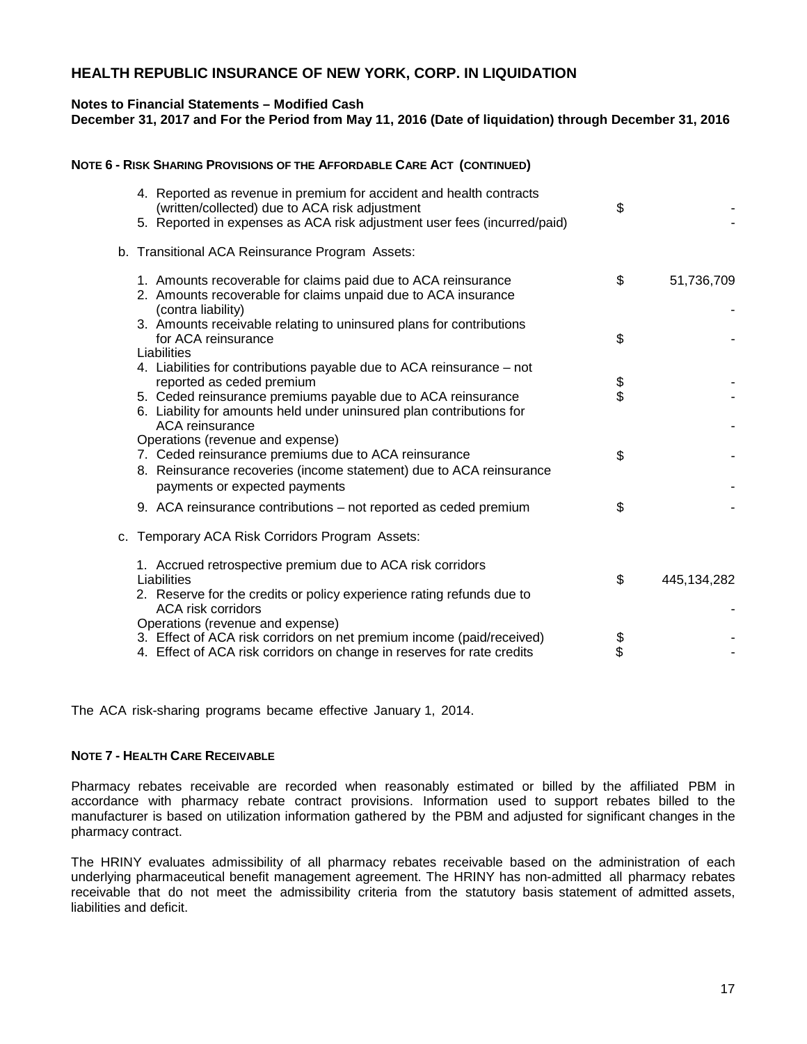# HEALTH REPUBLIC INSURANCE OF NEW YORK, CORP. IN LIQUIDATION

**Notes to Financial Statements – Modified Cash**
**December 31, 2017 and For the Period from May 11, 2016 (Date of liquidation) through December 31, 2016**

**NOTE 6 - RISK SHARING PROVISIONS OF THE AFFORDABLE CARE ACT (CONTINUED)**

| | | |
|---|---|---|
| 4. Reported as revenue in premium for accident and health contracts (written/collected) due to ACA risk adjustment | $ | - |
| 5. Reported in expenses as ACA risk adjustment user fees (incurred/paid) | | - |
| **b. Transitional ACA Reinsurance Program Assets:** | | |
| 1. Amounts recoverable for claims paid due to ACA reinsurance | $ | 51,736,709 |
| 2. Amounts recoverable for claims unpaid due to ACA insurance (contra liability) | | - |
| 3. Amounts receivable relating to uninsured plans for contributions for ACA reinsurance | $ | - |
| Liabilities | | |
| 4. Liabilities for contributions payable due to ACA reinsurance – not reported as ceded premium | $ | - |
| 5. Ceded reinsurance premiums payable due to ACA reinsurance | $ | - |
| 6. Liability for amounts held under uninsured plan contributions for ACA reinsurance | | - |
| Operations (revenue and expense) | | |
| 7. Ceded reinsurance premiums due to ACA reinsurance | $ | - |
| 8. Reinsurance recoveries (income statement) due to ACA reinsurance payments or expected payments | | - |
| 9. ACA reinsurance contributions – not reported as ceded premium | $ | - |
| **c. Temporary ACA Risk Corridors Program Assets:** | | |
| 1. Accrued retrospective premium due to ACA risk corridors | $ | 445,134,282 |
| Liabilities | | |
| 2. Reserve for the credits or policy experience rating refunds due to ACA risk corridors | | - |
| Operations (revenue and expense) | | |
| 3. Effect of ACA risk corridors on net premium income (paid/received) | $ | - |
| 4. Effect of ACA risk corridors on change in reserves for rate credits | $ | - |

The ACA risk-sharing programs became effective January 1, 2014.

**NOTE 7 - HEALTH CARE RECEIVABLE**

Pharmacy rebates receivable are recorded when reasonably estimated or billed by the affiliated PBM in accordance with pharmacy rebate contract provisions. Information used to support rebates billed to the manufacturer is based on utilization information gathered by the PBM and adjusted for significant changes in the pharmacy contract.

The HRINY evaluates admissibility of all pharmacy rebates receivable based on the administration of each underlying pharmaceutical benefit management agreement. The HRINY has non-admitted all pharmacy rebates receivable that do not meet the admissibility criteria from the statutory basis statement of admitted assets, liabilities and deficit.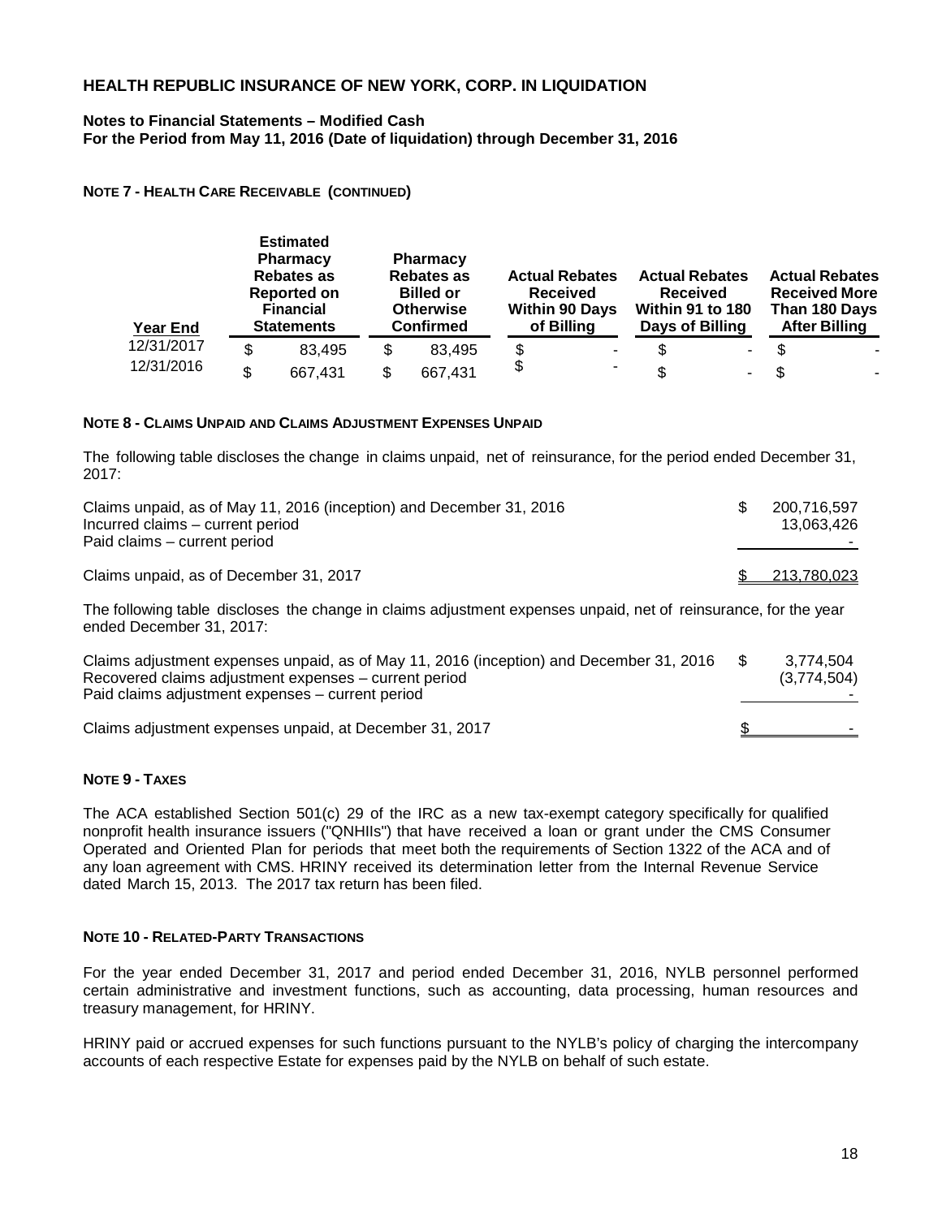# HEALTH REPUBLIC INSURANCE OF NEW YORK, CORP. IN LIQUIDATION

**Notes to Financial Statements – Modified Cash**
**For the Period from May 11, 2016 (Date of liquidation) through December 31, 2016**

**NOTE 7 - HEALTH CARE RECEIVABLE (CONTINUED)**

| Year End | Estimated Pharmacy Rebates as Reported on Financial Statements | Pharmacy Rebates as Billed or Otherwise Confirmed | Actual Rebates Received Within 90 Days of Billing | Actual Rebates Received Within 91 to 180 Days of Billing | Actual Rebates Received More Than 180 Days After Billing |
|---|---|---|---|---|---|
| 12/31/2017 | $ 83,495 | $ 83,495 | $ - | $ - | $ - |
| 12/31/2016 | $ 667,431 | $ 667,431 | $ - | $ - | $ - |

**NOTE 8 - CLAIMS UNPAID AND CLAIMS ADJUSTMENT EXPENSES UNPAID**

The following table discloses the change in claims unpaid, net of reinsurance, for the period ended December 31, 2017:

| | |
|---|---|
| Claims unpaid, as of May 11, 2016 (inception) and December 31, 2016 | $ 200,716,597 |
| Incurred claims – current period | 13,063,426 |
| Paid claims – current period | - |
| Claims unpaid, as of December 31, 2017 | $ 213,780,023 |

The following table discloses the change in claims adjustment expenses unpaid, net of reinsurance, for the year ended December 31, 2017:

| | |
|---|---|
| Claims adjustment expenses unpaid, as of May 11, 2016 (inception) and December 31, 2016 | $ 3,774,504 |
| Recovered claims adjustment expenses – current period | (3,774,504) |
| Paid claims adjustment expenses – current period | - |
| Claims adjustment expenses unpaid, at December 31, 2017 | $ - |

**NOTE 9 - TAXES**

The ACA established Section 501(c) 29 of the IRC as a new tax-exempt category specifically for qualified nonprofit health insurance issuers ("QNHIIs") that have received a loan or grant under the CMS Consumer Operated and Oriented Plan for periods that meet both the requirements of Section 1322 of the ACA and of any loan agreement with CMS. HRINY received its determination letter from the Internal Revenue Service dated March 15, 2013. The 2017 tax return has been filed.

**NOTE 10 - RELATED-PARTY TRANSACTIONS**

For the year ended December 31, 2017 and period ended December 31, 2016, NYLB personnel performed certain administrative and investment functions, such as accounting, data processing, human resources and treasury management, for HRINY.

HRINY paid or accrued expenses for such functions pursuant to the NYLB's policy of charging the intercompany accounts of each respective Estate for expenses paid by the NYLB on behalf of such estate.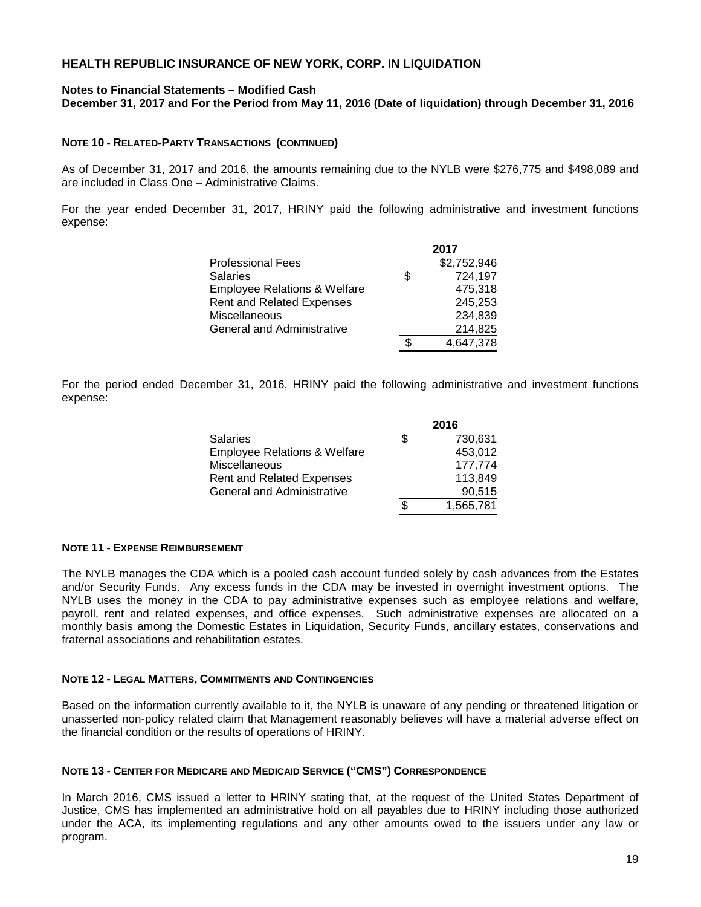**HEALTH REPUBLIC INSURANCE OF NEW YORK, CORP. IN LIQUIDATION**

**Notes to Financial Statements – Modified Cash**
**December 31, 2017 and For the Period from May 11, 2016 (Date of liquidation) through December 31, 2016**

**NOTE 10 - RELATED-PARTY TRANSACTIONS (CONTINUED)**

As of December 31, 2017 and 2016, the amounts remaining due to the NYLB were $276,775 and $498,089 and are included in Class One – Administrative Claims.

For the year ended December 31, 2017, HRINY paid the following administrative and investment functions expense:

| | 2017 |
|---|---|
| Professional Fees | $2,752,946 |
| Salaries | $ 724,197 |
| Employee Relations & Welfare | 475,318 |
| Rent and Related Expenses | 245,253 |
| Miscellaneous | 234,839 |
| General and Administrative | 214,825 |
| | $ 4,647,378 |

For the period ended December 31, 2016, HRINY paid the following administrative and investment functions expense:

| | 2016 |
|---|---|
| Salaries | $ 730,631 |
| Employee Relations & Welfare | 453,012 |
| Miscellaneous | 177,774 |
| Rent and Related Expenses | 113,849 |
| General and Administrative | 90,515 |
| | $ 1,565,781 |

**NOTE 11 - EXPENSE REIMBURSEMENT**

The NYLB manages the CDA which is a pooled cash account funded solely by cash advances from the Estates and/or Security Funds. Any excess funds in the CDA may be invested in overnight investment options. The NYLB uses the money in the CDA to pay administrative expenses such as employee relations and welfare, payroll, rent and related expenses, and office expenses. Such administrative expenses are allocated on a monthly basis among the Domestic Estates in Liquidation, Security Funds, ancillary estates, conservations and fraternal associations and rehabilitation estates.

**NOTE 12 - LEGAL MATTERS, COMMITMENTS AND CONTINGENCIES**

Based on the information currently available to it, the NYLB is unaware of any pending or threatened litigation or unasserted non-policy related claim that Management reasonably believes will have a material adverse effect on the financial condition or the results of operations of HRINY.

**NOTE 13 - CENTER FOR MEDICARE AND MEDICAID SERVICE ("CMS") CORRESPONDENCE**

In March 2016, CMS issued a letter to HRINY stating that, at the request of the United States Department of Justice, CMS has implemented an administrative hold on all payables due to HRINY including those authorized under the ACA, its implementing regulations and any other amounts owed to the issuers under any law or program.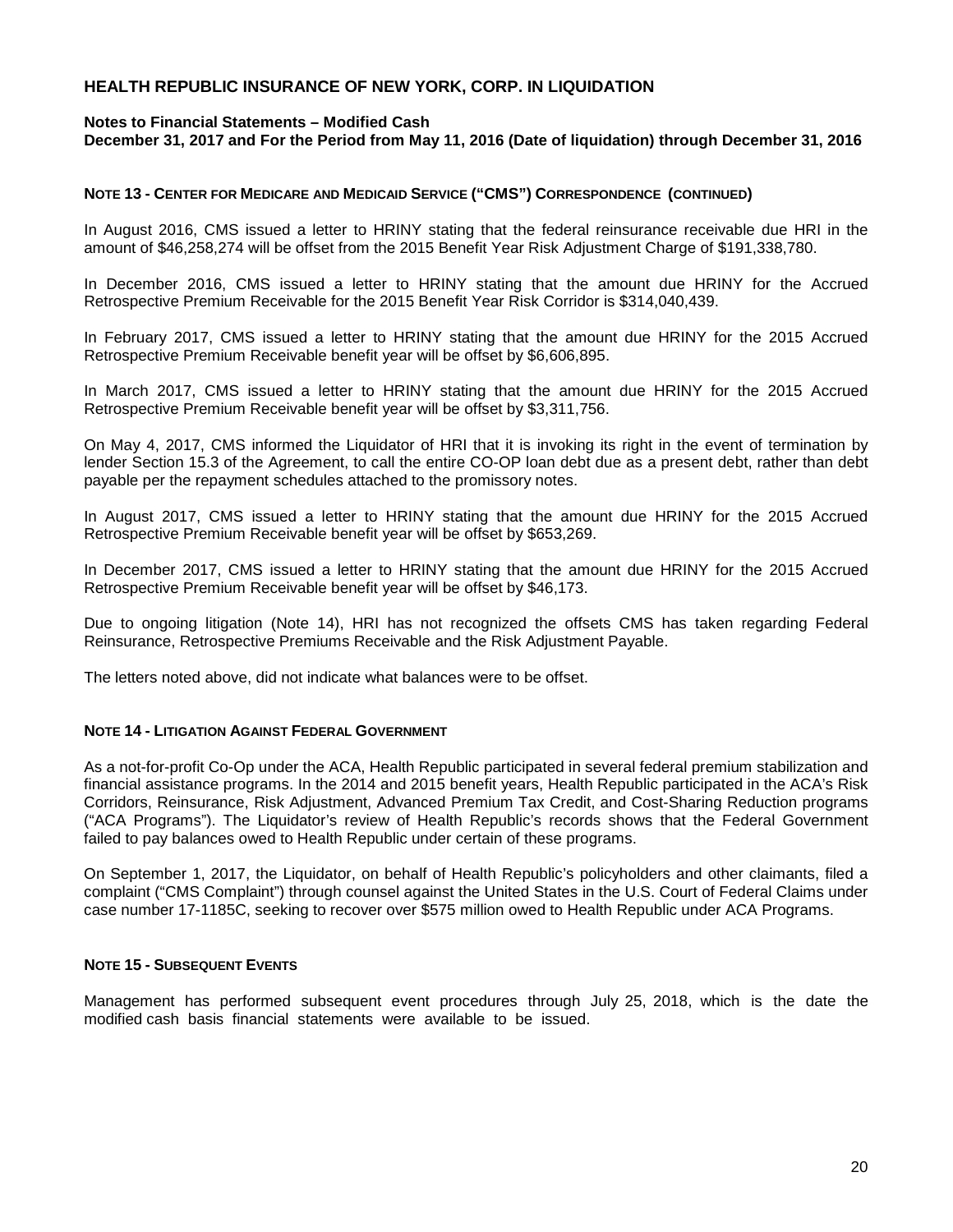**NOTE 13 - CENTER FOR MEDICARE AND MEDICAID SERVICE ("CMS") CORRESPONDENCE (CONTINUED)**

In August 2016, CMS issued a letter to HRINY stating that the federal reinsurance receivable due HRI in the amount of $46,258,274 will be offset from the 2015 Benefit Year Risk Adjustment Charge of $191,338,780.

In December 2016, CMS issued a letter to HRINY stating that the amount due HRINY for the Accrued Retrospective Premium Receivable for the 2015 Benefit Year Risk Corridor is $314,040,439.

In February 2017, CMS issued a letter to HRINY stating that the amount due HRINY for the 2015 Accrued Retrospective Premium Receivable benefit year will be offset by $6,606,895.

In March 2017, CMS issued a letter to HRINY stating that the amount due HRINY for the 2015 Accrued Retrospective Premium Receivable benefit year will be offset by $3,311,756.

On May 4, 2017, CMS informed the Liquidator of HRI that it is invoking its right in the event of termination by lender Section 15.3 of the Agreement, to call the entire CO-OP loan debt due as a present debt, rather than debt payable per the repayment schedules attached to the promissory notes.

In August 2017, CMS issued a letter to HRINY stating that the amount due HRINY for the 2015 Accrued Retrospective Premium Receivable benefit year will be offset by $653,269.

In December 2017, CMS issued a letter to HRINY stating that the amount due HRINY for the 2015 Accrued Retrospective Premium Receivable benefit year will be offset by $46,173.

Due to ongoing litigation (Note 14), HRI has not recognized the offsets CMS has taken regarding Federal Reinsurance, Retrospective Premiums Receivable and the Risk Adjustment Payable.

The letters noted above, did not indicate what balances were to be offset.

**NOTE 14 - LITIGATION AGAINST FEDERAL GOVERNMENT**

As a not-for-profit Co-Op under the ACA, Health Republic participated in several federal premium stabilization and financial assistance programs. In the 2014 and 2015 benefit years, Health Republic participated in the ACA's Risk Corridors, Reinsurance, Risk Adjustment, Advanced Premium Tax Credit, and Cost-Sharing Reduction programs ("ACA Programs"). The Liquidator's review of Health Republic's records shows that the Federal Government failed to pay balances owed to Health Republic under certain of these programs.

On September 1, 2017, the Liquidator, on behalf of Health Republic's policyholders and other claimants, filed a complaint ("CMS Complaint") through counsel against the United States in the U.S. Court of Federal Claims under case number 17-1185C, seeking to recover over $575 million owed to Health Republic under ACA Programs.

**NOTE 15 - SUBSEQUENT EVENTS**

Management has performed subsequent event procedures through July 25, 2018, which is the date the modified cash basis financial statements were available to be issued.